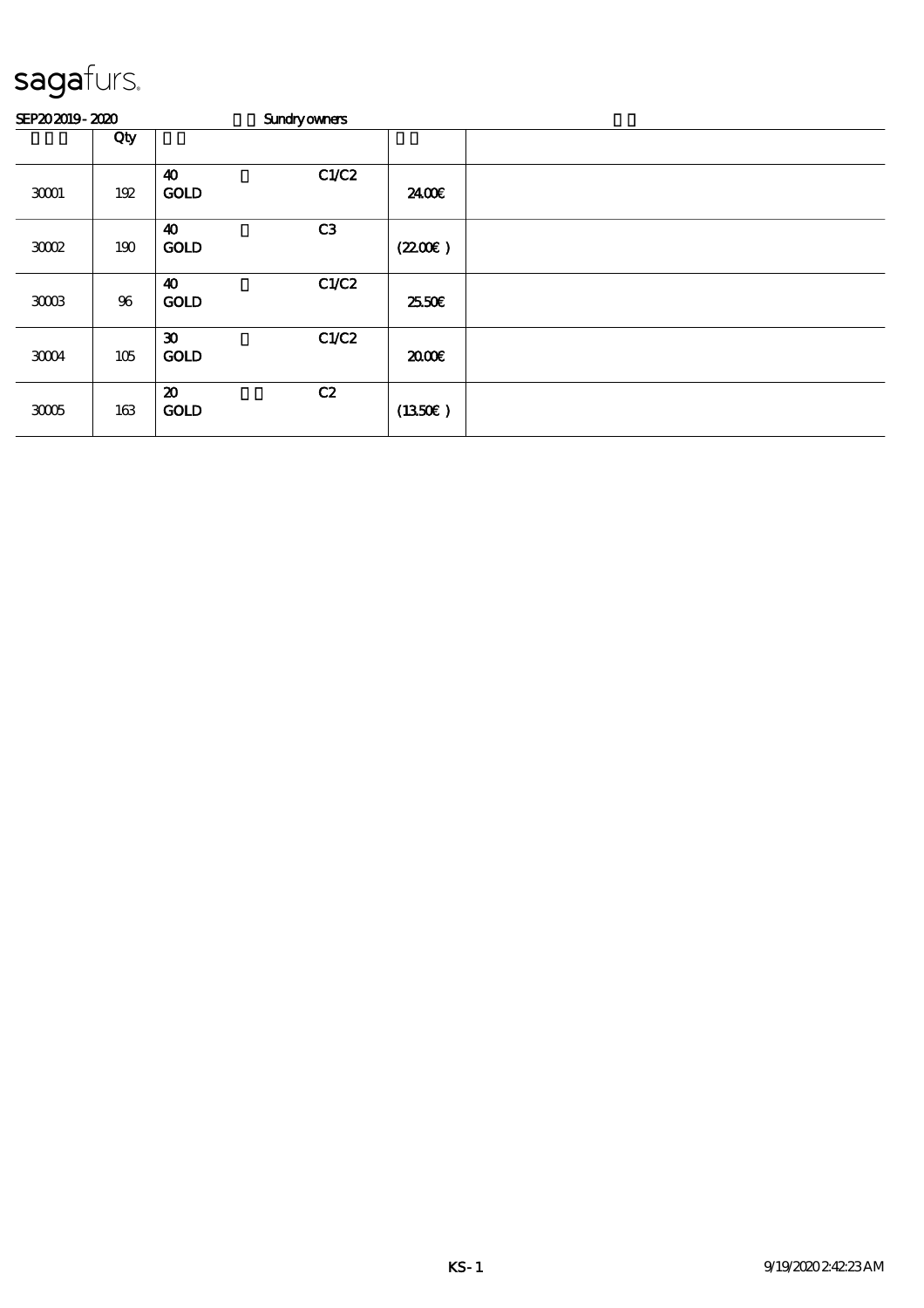# sagafurs.

SEP20 2019 - 2020 Sundry owners

| | Qty | | | | | |
|---|---|---|---|---|---|---|
| 30001 | 192 | 40 GOLD | | C1/C2 | 24.00€ | |
| 30002 | 190 | 40 GOLD | | C3 | (22.00€ ) | |
| 30003 | 96 | 40 GOLD | | C1/C2 | 25.50€ | |
| 30004 | 105 | 30 GOLD | | C1/C2 | 20.00€ | |
| 30005 | 163 | 20 GOLD | | C2 | (13.50€ ) | |

KS-1

9/19/2020 2:42:23 AM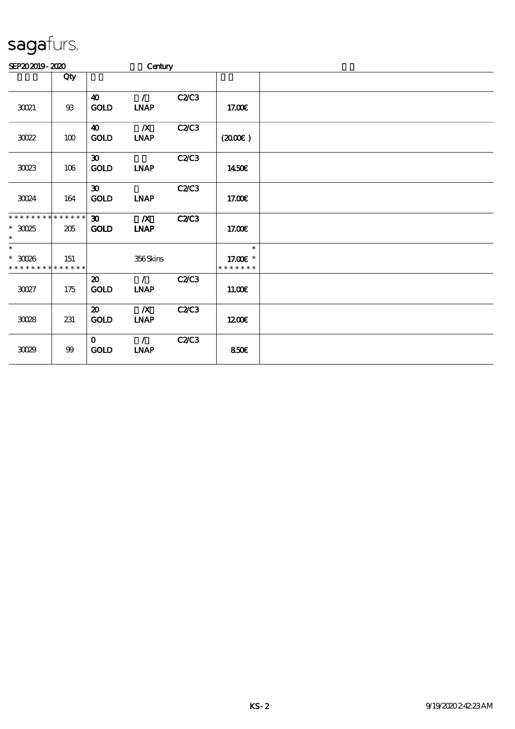# sagafurs.

SEP20 2019 - 2020 Century

| | Qty | | | | | |
|---|---|---|---|---|---|---|
| 30021 | 93 | 40 GOLD | / LNAP | C2/C3 | 17.00€ | |
| 30022 | 100 | 40 GOLD | /X LNAP | C2/C3 | (20.00€ ) | |
| 30023 | 106 | 30 GOLD | LNAP | C2/C3 | 14.50€ | |
| 30024 | 164 | 30 GOLD | LNAP | C2/C3 | 17.00€ | |
| * * * * * * * * * * * * * * 30025 * | 205 | 30 GOLD | /X LNAP | C2/C3 | 17.00€ | |
| * * 30026 * * * * * * * * * * * * * * | 151 | | 356 Skins | | * 17.00€ * * * * * * * * | |
| 30027 | 175 | 20 GOLD | / LNAP | C2/C3 | 11.00€ | |
| 30028 | 231 | 20 GOLD | /X LNAP | C2/C3 | 12.00€ | |
| 30029 | 99 | 0 GOLD | / LNAP | C2/C3 | 8.50€ | |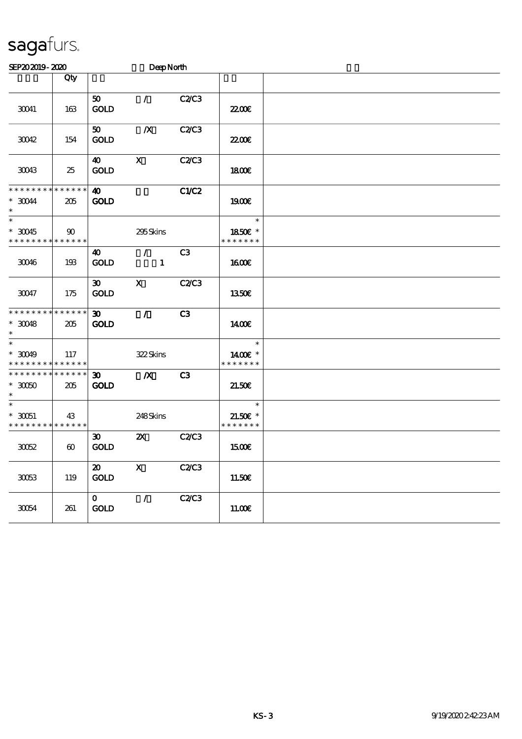# sagafurs.

SEP20 2019 - 2020 Deep North

| | Qty | | | | | |
|---|---|---|---|---|---|---|
| 30041 | 163 | 50 GOLD | / | C2/C3 | 22.00€ | |
| 30042 | 154 | 50 GOLD | /X | C2/C3 | 22.00€ | |
| 30043 | 25 | 40 GOLD | X | C2/C3 | 18.00€ | |
| * * * * * * * * * * * * * * <br>* 30044 <br>* | 205 | 40 GOLD | | C1/C2 | 19.00€ | |
| * <br>* 30045 <br>* * * * * * * * * * * * * * | 90 | | 295 Skins | | * <br>18.50€ * <br>* * * * * * * | |
| 30046 | 193 | 40 GOLD | / 1 | C3 | 16.00€ | |
| 30047 | 175 | 30 GOLD | X | C2/C3 | 13.50€ | |
| * * * * * * * * * * * * * * <br>* 30048 <br>* | 205 | 30 GOLD | / | C3 | 14.00€ | |
| * <br>* 30049 <br>* * * * * * * * * * * * * * | 117 | | 322 Skins | | * <br>14.00€ * <br>* * * * * * * | |
| * * * * * * * * * * * * * * <br>* 30050 <br>* | 205 | 30 GOLD | /X | C3 | 21.50€ | |
| * <br>* 30051 <br>* * * * * * * * * * * * * * | 43 | | 248 Skins | | * <br>21.50€ * <br>* * * * * * * | |
| 30052 | 60 | 30 GOLD | 2X | C2/C3 | 15.00€ | |
| 30053 | 119 | 20 GOLD | X | C2/C3 | 11.50€ | |
| 30054 | 261 | 0 GOLD | / | C2/C3 | 11.00€ | |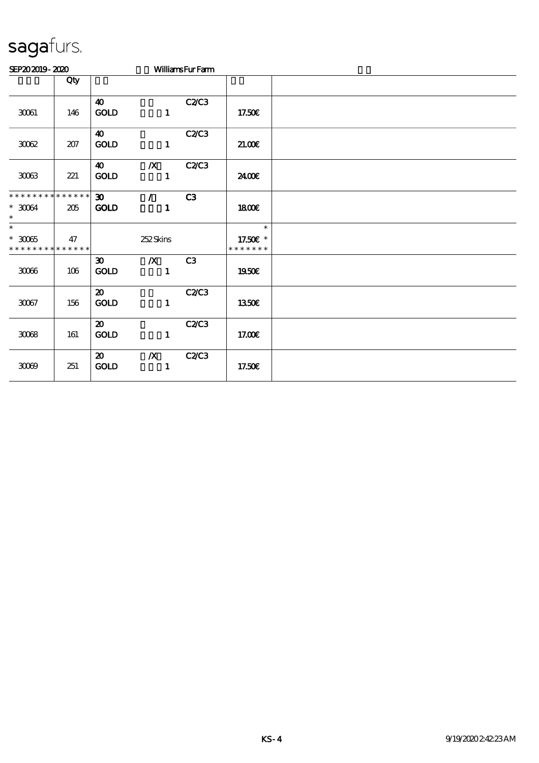sagafurs.

SEP20 2019 - 2020 Williams Fur Farm

|  | Qty |  |  |
|---|---|---|---|
| 30061 | 146 | 40 C2/C3<br>GOLD 1 | 17.50€ |
| 30062 | 207 | 40 C2/C3<br>GOLD 1 | 21.00€ |
| 30063 | 221 | 40 /X C2/C3<br>GOLD 1 | 24.00€ |
| * * * * * * * * * * * * * *<br>* 30064<br>* | 205 | 30 / C3<br>GOLD 1 | 18.00€ |
| *<br>* 30065<br>* * * * * * * * * * * * * * | 47 | 252 Skins | *<br>17.50€ *<br>* * * * * * * |
| 30066 | 106 | 30 /X C3<br>GOLD 1 | 19.50€ |
| 30067 | 156 | 20 C2/C3<br>GOLD 1 | 13.50€ |
| 30068 | 161 | 20 C2/C3<br>GOLD 1 | 17.00€ |
| 30069 | 251 | 20 /X C2/C3<br>GOLD 1 | 17.50€ |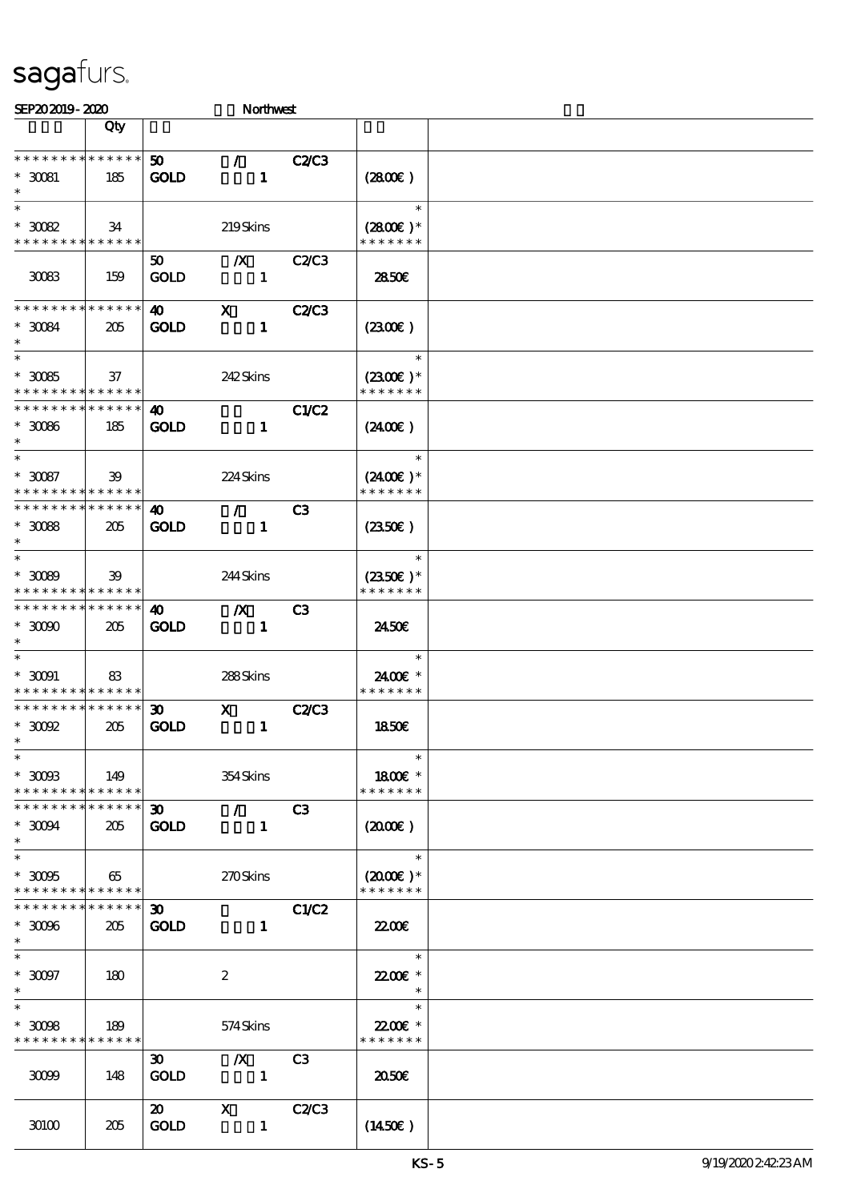# sagafurs.

SEP20 2019 - 2020 Northwest

| | Qty | | | | | |
|---|---|---|---|---|---|---|
| * * * * * * * * * * * * * * | | 50 | / | C2/C3 | | |
| * 30081 | 185 | GOLD | 1 | | (28.00€ ) | |
| * | | | | | | |
| * | | | | | * | |
| * 30082 | 34 | | 219 Skins | | (28.00€ )* | |
| * * * * * * * * * * * * * * | | | | | * * * * * * * | |
| | | 50 | /X | C2/C3 | | |
| 30083 | 159 | GOLD | 1 | | 28.50€ | |
| * * * * * * * * * * * * * * | | 40 | X | C2/C3 | | |
| * 30084 | 205 | GOLD | 1 | | (23.00€ ) | |
| * | | | | | | |
| * | | | | | * | |
| * 30085 | 37 | | 242 Skins | | (23.00€ )* | |
| * * * * * * * * * * * * * * | | | | | * * * * * * * | |
| * * * * * * * * * * * * * * | | 40 | | C1/C2 | | |
| * 30086 | 185 | GOLD | 1 | | (24.00€ ) | |
| * | | | | | | |
| * | | | | | * | |
| * 30087 | 39 | | 224 Skins | | (24.00€ )* | |
| * * * * * * * * * * * * * * | | | | | * * * * * * * | |
| * * * * * * * * * * * * * * | | 40 | / | C3 | | |
| * 30088 | 205 | GOLD | 1 | | (23.50€ ) | |
| * | | | | | | |
| * | | | | | * | |
| * 30089 | 39 | | 244 Skins | | (23.50€ )* | |
| * * * * * * * * * * * * * * | | | | | * * * * * * * | |
| * * * * * * * * * * * * * * | | 40 | /X | C3 | | |
| * 30090 | 205 | GOLD | 1 | | 24.50€ | |
| * | | | | | | |
| * | | | | | * | |
| * 30091 | 83 | | 288 Skins | | 24.00€ * | |
| * * * * * * * * * * * * * * | | | | | * * * * * * * | |
| * * * * * * * * * * * * * * | | 30 | X | C2/C3 | | |
| * 30092 | 205 | GOLD | 1 | | 18.50€ | |
| * | | | | | | |
| * | | | | | * | |
| * 30093 | 149 | | 354 Skins | | 18.00€ * | |
| * * * * * * * * * * * * * * | | | | | * * * * * * * | |
| * * * * * * * * * * * * * * | | 30 | / | C3 | | |
| * 30094 | 205 | GOLD | 1 | | (20.00€ ) | |
| * | | | | | | |
| * | | | | | * | |
| * 30095 | 65 | | 270 Skins | | (20.00€ )* | |
| * * * * * * * * * * * * * * | | | | | * * * * * * * | |
| * * * * * * * * * * * * * * | | 30 | | C1/C2 | | |
| * 30096 | 205 | GOLD | 1 | | 22.00€ | |
| * | | | | | | |
| * | | | | | * | |
| * 30097 | 180 | | 2 | | 22.00€ * | |
| * | | | | | * | |
| * | | | | | * | |
| * 30098 | 189 | | 574 Skins | | 22.00€ * | |
| * * * * * * * * * * * * * * | | | | | * * * * * * * | |
| | | 30 | /X | C3 | | |
| 30099 | 148 | GOLD | 1 | | 20.50€ | |
| | | 20 | X | C2/C3 | | |
| 30100 | 205 | GOLD | 1 | | (14.50€ ) | |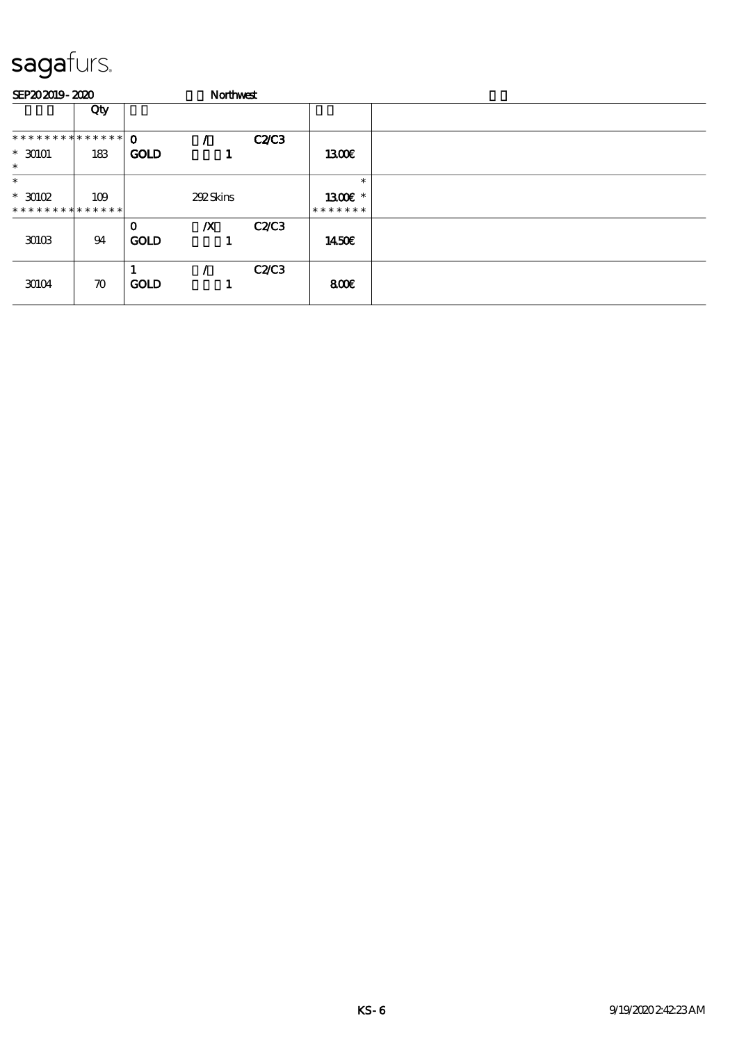# sagafurs.

SEP20 2019 - 2020 Northwest

| | Qty | | | | |
|---|---|---|---|---|---|
| * * * * * * * * * * * * * * | 0 / C2/C3 | | | | |
| * 30101 | 183 | GOLD 1 | 1300€ | |
| * | | | | |
| * | | | * | |
| * 30102 | 109 | 292 Skins | 1300€ * | |
| * * * * * * * * * * * * * * | | | * * * * * * * | |
| 30103 | 94 | 0 /X C2/C3 GOLD 1 | 1450€ | |
| 30104 | 70 | 1 / C2/C3 GOLD 1 | 800€ | |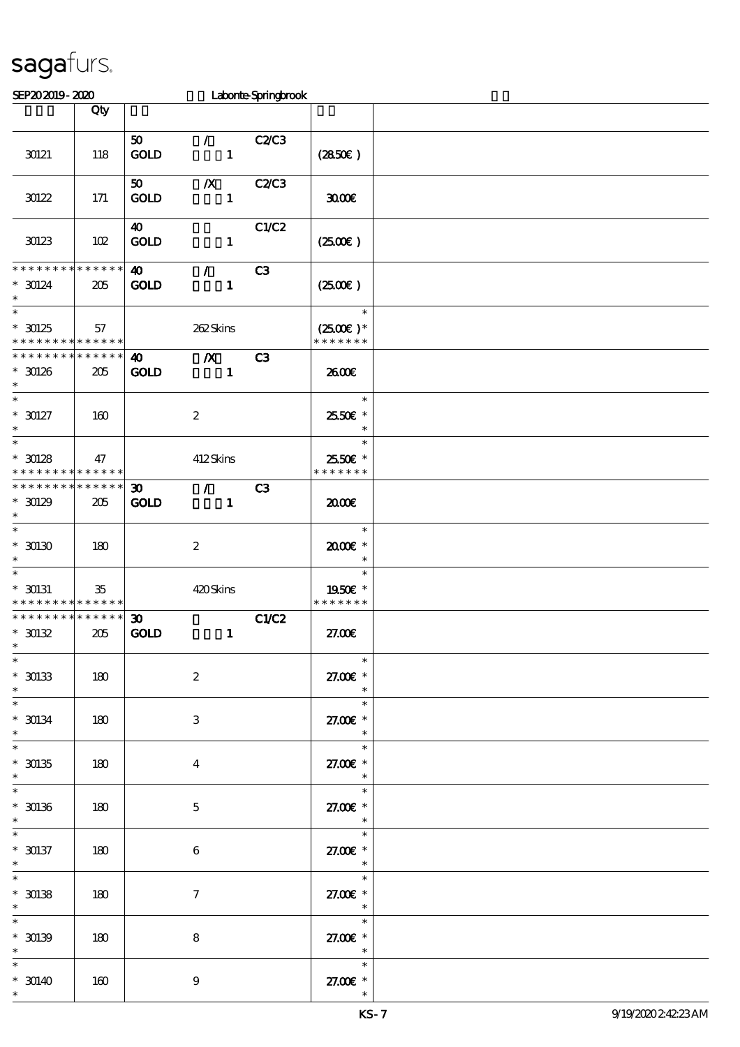sagafurs.

SEP20 2019 - 2020 Labonte-Springbrook

| | Qty | | | | | |
|---|---|---|---|---|---|---|
| 30121 | 118 | 50 GOLD | / 1 | C2/C3 | (28.50€) | |
| 30122 | 171 | 50 GOLD | /X 1 | C2/C3 | 30.00€ | |
| 30123 | 102 | 40 GOLD | 1 | C1/C2 | (25.00€) | |
| * * * * * * * * * * * * * * 30124 * | 205 | 40 GOLD | / 1 | C3 | (25.00€) | |
| * * 30125 * * * * * * * * * * * * * | 57 | | 262 Skins | | * (25.00€) * * * * * * * * | |
| * * * * * * * * * * * * * * 30126 * | 205 | 40 GOLD | /X 1 | C3 | 26.00€ | |
| * * 30127 * | 160 | | 2 | | * 25.50€ * * | |
| * * 30128 * * * * * * * * * * * * * | 47 | | 412 Skins | | * 25.50€ * * * * * * * * | |
| * * * * * * * * * * * * * * 30129 * | 205 | 30 GOLD | / 1 | C3 | 20.00€ | |
| * * 30130 * | 180 | | 2 | | * 20.00€ * * | |
| * * 30131 * * * * * * * * * * * * * | 35 | | 420 Skins | | * 19.50€ * * * * * * * * | |
| * * * * * * * * * * * * * * 30132 * | 205 | 30 GOLD | 1 | C1/C2 | 27.00€ | |
| * * 30133 * | 180 | | 2 | | * 27.00€ * * | |
| * * 30134 * | 180 | | 3 | | * 27.00€ * * | |
| * * 30135 * | 180 | | 4 | | * 27.00€ * * | |
| * * 30136 * | 180 | | 5 | | * 27.00€ * * | |
| * * 30137 * | 180 | | 6 | | * 27.00€ * * | |
| * * 30138 * | 180 | | 7 | | * 27.00€ * * | |
| * * 30139 * | 180 | | 8 | | * 27.00€ * * | |
| * * 30140 * | 160 | | 9 | | * 27.00€ * * | |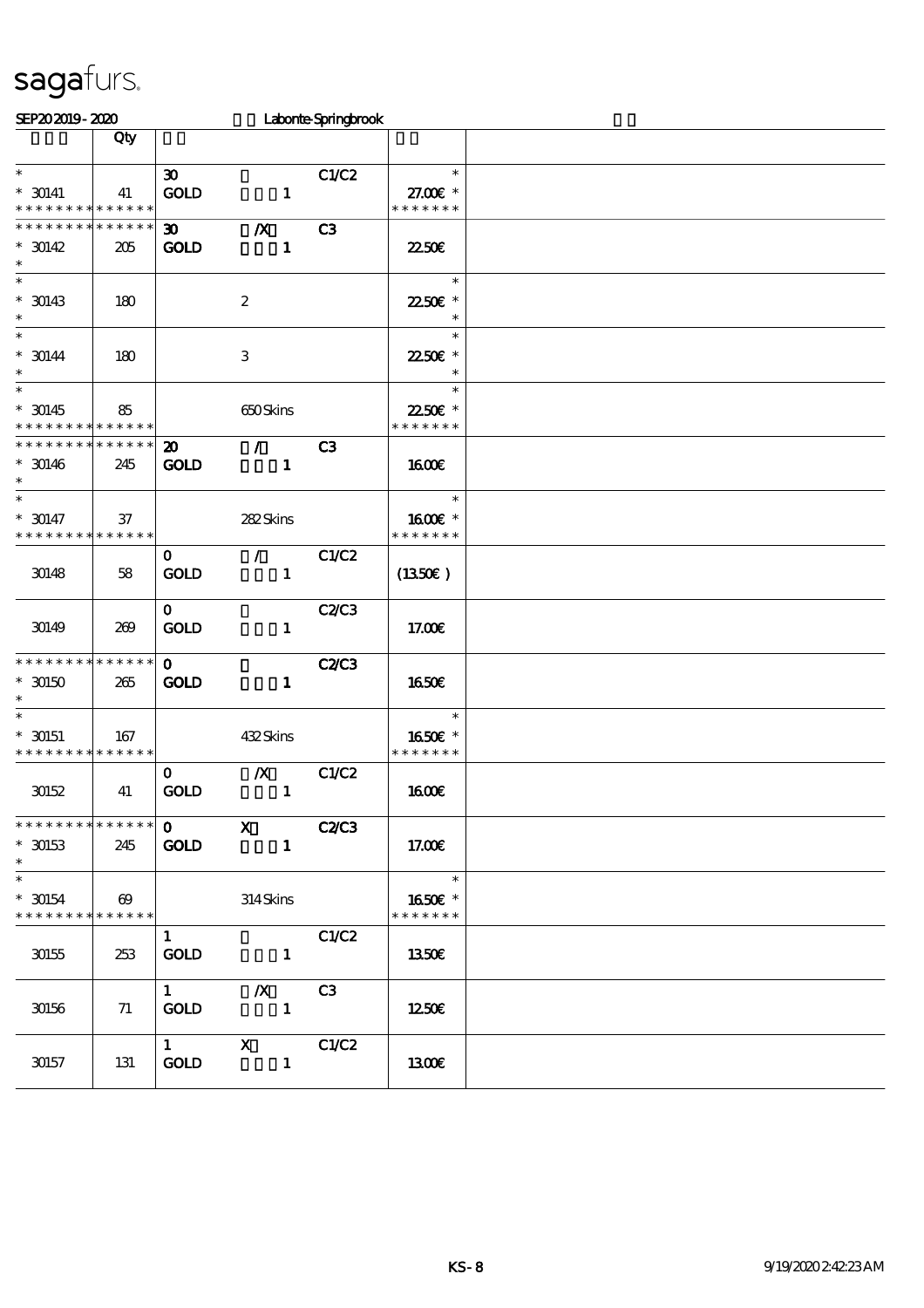# sagafurs.

SEP20 2019 - 2020 Labonte-Springbrook

| | Qty | | | | | |
|---|---|---|---|---|---|---|
| * <br> * 30141 <br> * * * * * * * * * * * * * * | 41 | 30 <br> GOLD | 1 | C1/C2 | * <br> 27.00€ * <br> * * * * * * * | |
| * * * * * * * * * * * * * * <br> * 30142 <br> * | 205 | 30 <br> GOLD | /X <br> 1 | C3 | 22.50€ | |
| * <br> * 30143 <br> * | 180 | | 2 | | * <br> 22.50€ * <br> * | |
| * <br> * 30144 <br> * | 180 | | 3 | | * <br> 22.50€ * <br> * | |
| * <br> * 30145 <br> * * * * * * * * * * * * * * | 85 | | 650 Skins | | * <br> 22.50€ * <br> * * * * * * * | |
| * * * * * * * * * * * * * * <br> * 30146 <br> * | 245 | 20 <br> GOLD | / <br> 1 | C3 | 16.00€ | |
| * <br> * 30147 <br> * * * * * * * * * * * * * * | 37 | | 282 Skins | | * <br> 16.00€ * <br> * * * * * * * | |
| 30148 | 58 | 0 <br> GOLD | / <br> 1 | C1/C2 | (13.50€) | |
| 30149 | 269 | 0 <br> GOLD | 1 | C2/C3 | 17.00€ | |
| * * * * * * * * * * * * * * <br> * 30150 <br> * | 265 | 0 <br> GOLD | 1 | C2/C3 | 16.50€ | |
| * <br> * 30151 <br> * * * * * * * * * * * * * * | 167 | | 432 Skins | | * <br> 16.50€ * <br> * * * * * * * | |
| 30152 | 41 | 0 <br> GOLD | /X <br> 1 | C1/C2 | 16.00€ | |
| * * * * * * * * * * * * * * <br> * 30153 <br> * | 245 | 0 <br> GOLD | X <br> 1 | C2/C3 | 17.00€ | |
| * <br> * 30154 <br> * * * * * * * * * * * * * * | 69 | | 314 Skins | | * <br> 16.50€ * <br> * * * * * * * | |
| 30155 | 253 | 1 <br> GOLD | 1 | C1/C2 | 13.50€ | |
| 30156 | 71 | 1 <br> GOLD | /X <br> 1 | C3 | 12.50€ | |
| 30157 | 131 | 1 <br> GOLD | X <br> 1 | C1/C2 | 13.00€ | |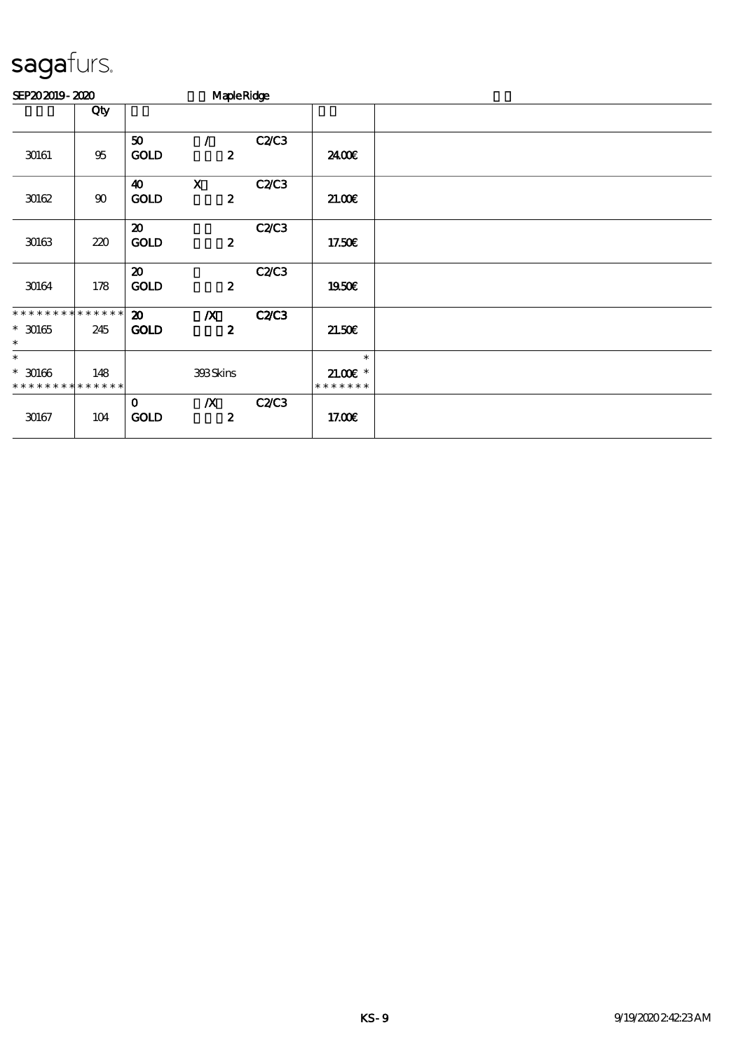sagafurs.

SEP20 2019 - 2020 MapleRidge

| | Qty | | | | | |
|---|---|---|---|---|---|---|
| 30161 | 95 | 50 GOLD | / 2 | C2/C3 | 24.00€ | |
| 30162 | 90 | 40 GOLD | X 2 | C2/C3 | 21.00€ | |
| 30163 | 220 | 20 GOLD | 2 | C2/C3 | 17.50€ | |
| 30164 | 178 | 20 GOLD | 2 | C2/C3 | 19.50€ | |
| * * * * * * * * * * * * * *<br>* 30165<br>* | 245 | 20 GOLD | /X 2 | C2/C3 | 21.50€ | |
| *<br>* 30166<br>* * * * * * * * * * * * * * | 148 | | 393 Skins | | *<br>21.00€ *<br>* * * * * * * | |
| 30167 | 104 | 0 GOLD | /X 2 | C2/C3 | 17.00€ | |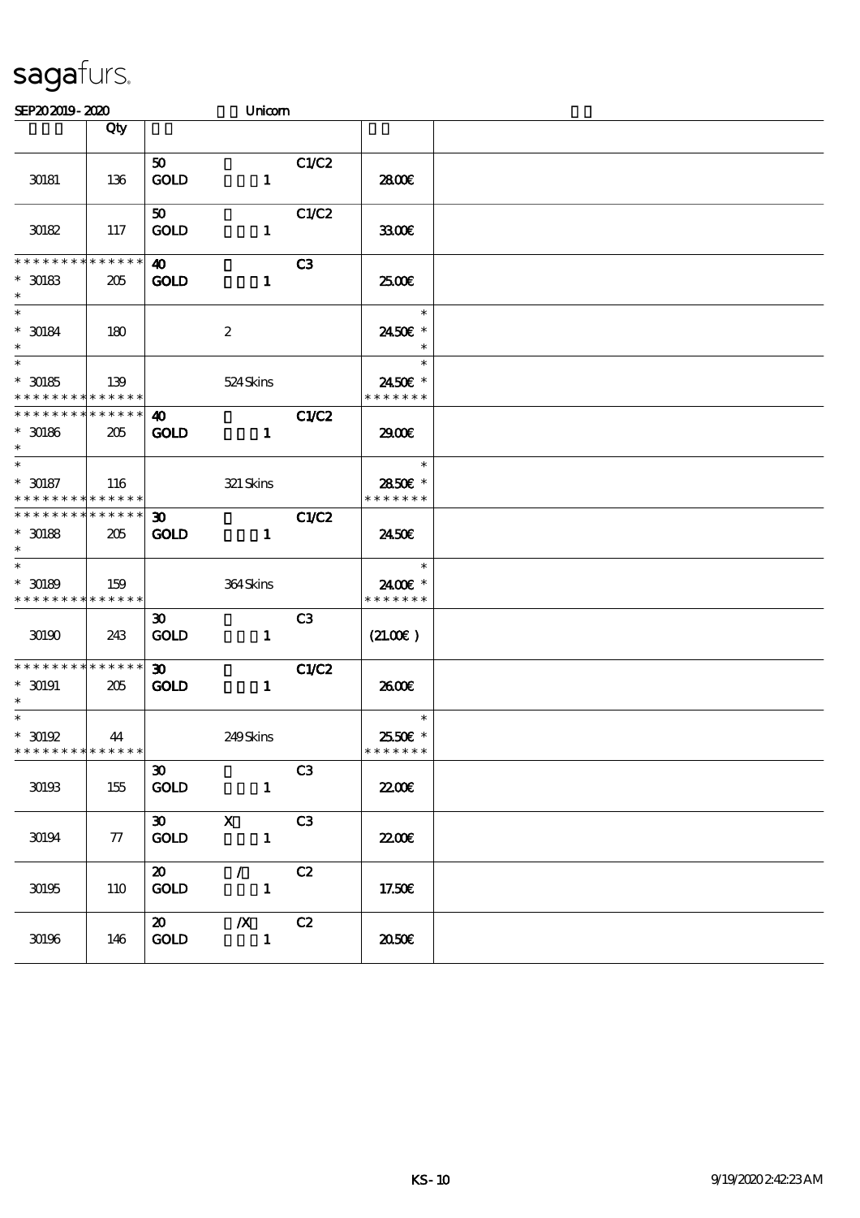sagafurs.

SEP20 2019 - 2020 Unicorn

| | Qty | | | | | |
|---|---|---|---|---|---|---|
| 30181 | 136 | 50<br>GOLD | 1 | C1/C2 | 28.00€ | |
| 30182 | 117 | 50<br>GOLD | 1 | C1/C2 | 33.00€ | |
| * * * * * * * * * * * * * *<br>* 30183<br>* | 205 | 40<br>GOLD | 1 | C3 | 25.00€ | |
| *<br>* 30184<br>* | 180 | | 2 | | *<br>24.50€ *<br>* | |
| *<br>* 30185<br>* * * * * * * * * * * * * * | 139 | | 524 Skins | | *<br>24.50€ *<br>* * * * * * * | |
| * * * * * * * * * * * * * *<br>* 30186<br>* | 205 | 40<br>GOLD | 1 | C1/C2 | 29.00€ | |
| *<br>* 30187<br>* * * * * * * * * * * * * * | 116 | | 321 Skins | | *<br>28.50€ *<br>* * * * * * * | |
| * * * * * * * * * * * * * *<br>* 30188<br>* | 205 | 30<br>GOLD | 1 | C1/C2 | 24.50€ | |
| *<br>* 30189<br>* * * * * * * * * * * * * * | 159 | | 364 Skins | | *<br>24.00€ *<br>* * * * * * * | |
| 30190 | 243 | 30<br>GOLD | 1 | C3 | (21.00€ ) | |
| * * * * * * * * * * * * * *<br>* 30191<br>* | 205 | 30<br>GOLD | 1 | C1/C2 | 26.00€ | |
| *<br>* 30192<br>* * * * * * * * * * * * * * | 44 | | 249 Skins | | *<br>25.50€ *<br>* * * * * * * | |
| 30193 | 155 | 30<br>GOLD | 1 | C3 | 22.00€ | |
| 30194 | 77 | 30<br>GOLD | X<br>1 | C3 | 22.00€ | |
| 30195 | 110 | 20<br>GOLD | /<br>1 | C2 | 17.50€ | |
| 30196 | 146 | 20<br>GOLD | /X<br>1 | C2 | 20.50€ | |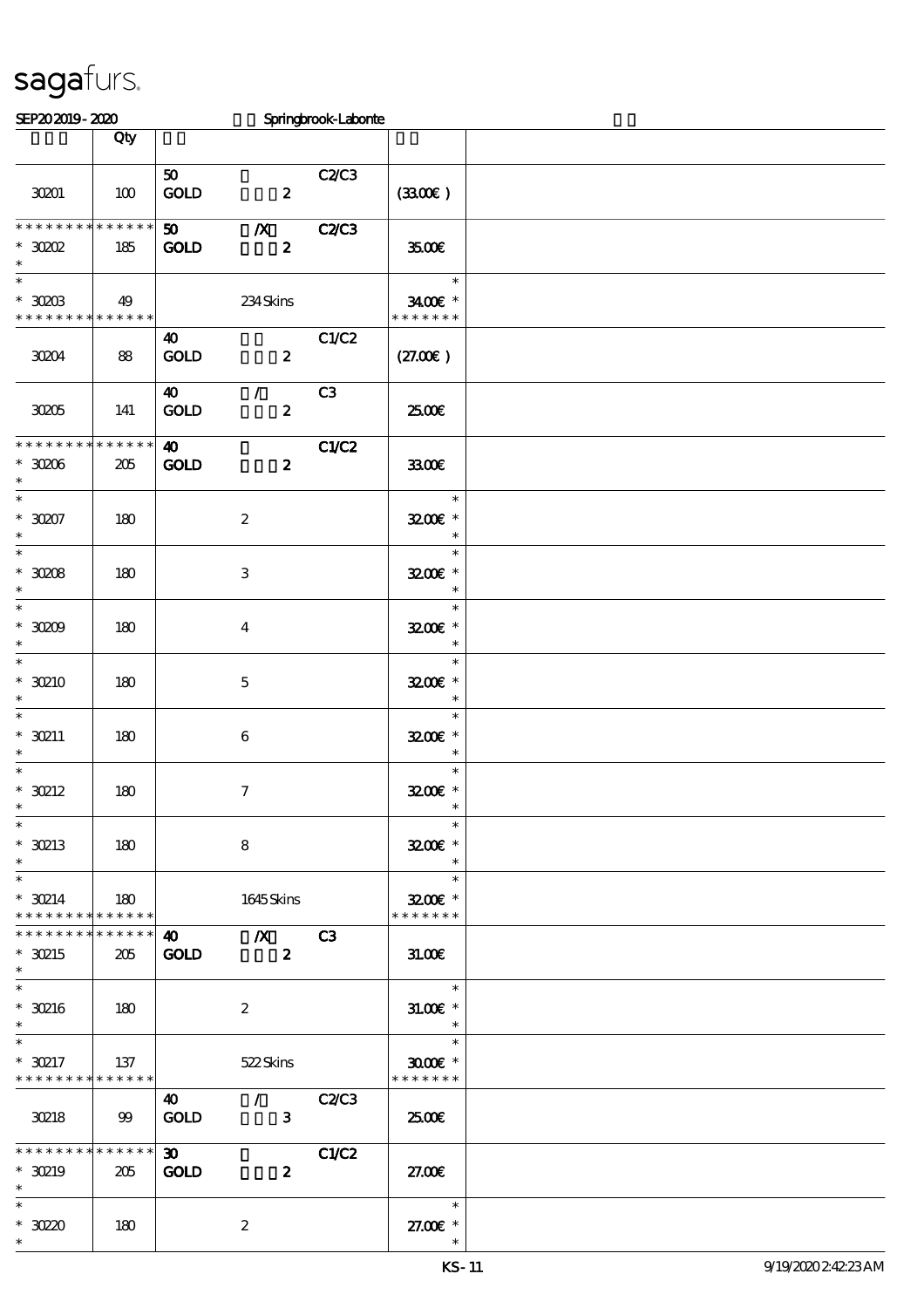sagafurs.

SEP20 2019 - 2020 Springbrook-Labonte

| | Qty | | | | |
|---|---|---|---|---|---|
| 30201 | 100 | 50 GOLD 2 | C2/C3 | (33.00€) | |
| * * * * * * * * * * * * * * 30202 * | 185 | 50 /X GOLD 2 | C2/C3 | 35.00€ | |
| * * 30203 * * * * * * * * * * * * * * | 49 | 234 Skins | | * 34.00€ * * * * * * * * | |
| 30204 | 88 | 40 GOLD 2 | C1/C2 | (27.00€) | |
| 30205 | 141 | 40 / GOLD 2 | C3 | 25.00€ | |
| * * * * * * * * * * * * * * 30206 * | 205 | 40 GOLD 2 | C1/C2 | 33.00€ | |
| * * 30207 * | 180 | 2 | | * 32.00€ * * | |
| * * 30208 * | 180 | 3 | | * 32.00€ * * | |
| * * 30209 * | 180 | 4 | | * 32.00€ * * | |
| * * 30210 * | 180 | 5 | | * 32.00€ * * | |
| * * 30211 * | 180 | 6 | | * 32.00€ * * | |
| * * 30212 * | 180 | 7 | | * 32.00€ * * | |
| * * 30213 * | 180 | 8 | | * 32.00€ * * | |
| * * 30214 * * * * * * * * * * * * * * | 180 | 1645 Skins | | * 32.00€ * * * * * * * * | |
| * * * * * * * * * * * * * * 30215 * | 205 | 40 /X GOLD 2 | C3 | 31.00€ | |
| * * 30216 * | 180 | 2 | | * 31.00€ * * | |
| * * 30217 * * * * * * * * * * * * * * | 137 | 522 Skins | | * 30.00€ * * * * * * * * | |
| 30218 | 99 | 40 / GOLD 3 | C2/C3 | 25.00€ | |
| * * * * * * * * * * * * * * 30219 * | 205 | 30 GOLD 2 | C1/C2 | 27.00€ | |
| * * 30220 * | 180 | 2 | | * 27.00€ * * | |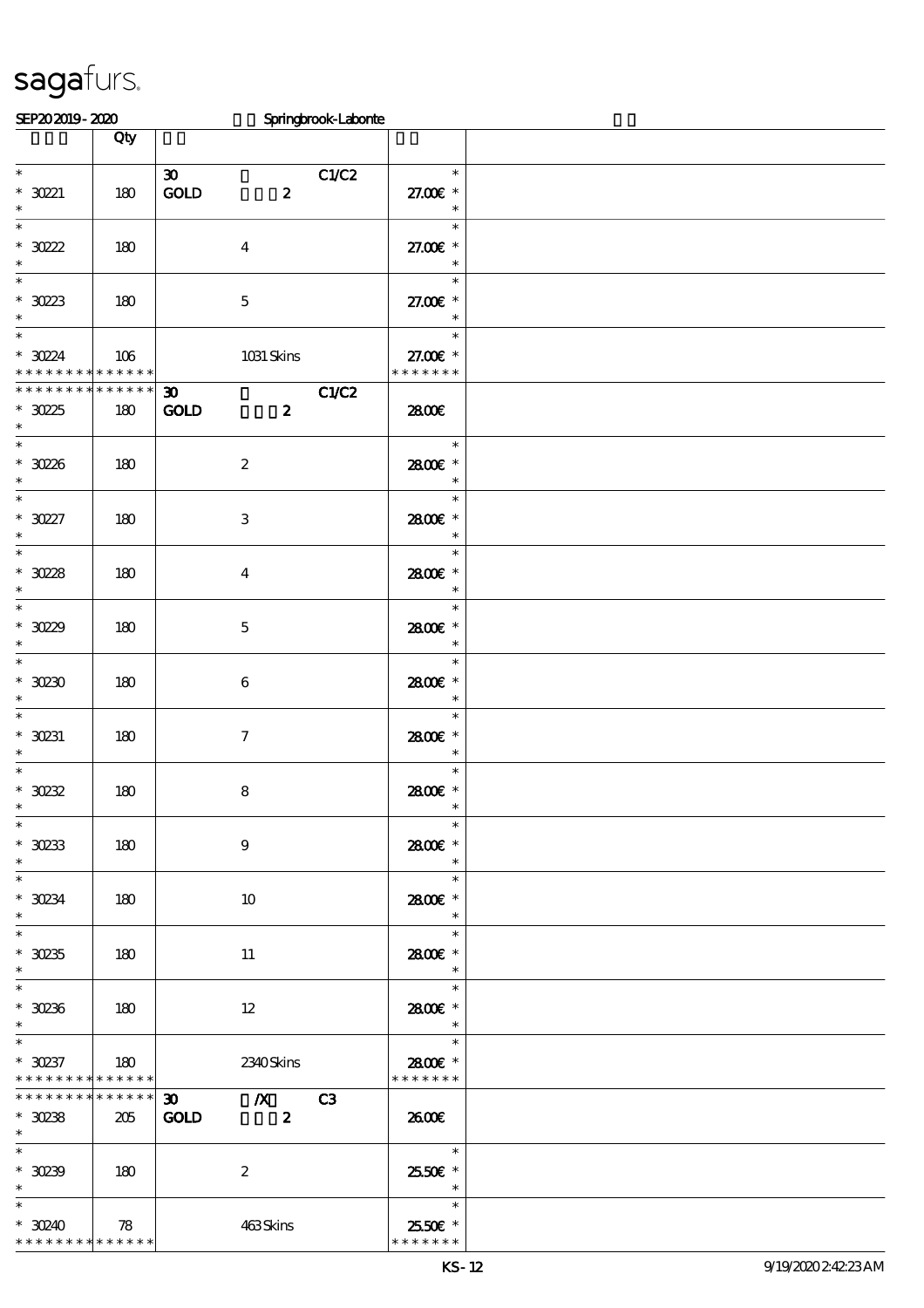sagafurs.

SEP20 2019 - 2020 Springbrook-Labonte

| | Qty | | |
|---|---|---|---|
| * 30221 * | 180 | 30 GOLD 2 C1/C2 | 27.00€ |
| * 30222 * | 180 | 4 | 27.00€ |
| * 30223 * | 180 | 5 | 27.00€ |
| * 30224 * | 106 | 1031 Skins | 27.00€ |
| * 30225 * | 180 | 30 GOLD 2 C1/C2 | 28.00€ |
| * 30226 * | 180 | 2 | 28.00€ |
| * 30227 * | 180 | 3 | 28.00€ |
| * 30228 * | 180 | 4 | 28.00€ |
| * 30229 * | 180 | 5 | 28.00€ |
| * 30230 * | 180 | 6 | 28.00€ |
| * 30231 * | 180 | 7 | 28.00€ |
| * 30232 * | 180 | 8 | 28.00€ |
| * 30233 * | 180 | 9 | 28.00€ |
| * 30234 * | 180 | 10 | 28.00€ |
| * 30235 * | 180 | 11 | 28.00€ |
| * 30236 * | 180 | 12 | 28.00€ |
| * 30237 * | 180 | 2340 Skins | 28.00€ |
| * 30238 * | 205 | 30 GOLD /X 2 C3 | 26.00€ |
| * 30239 * | 180 | 2 | 25.50€ |
| * 30240 * | 78 | 463 Skins | 25.50€ |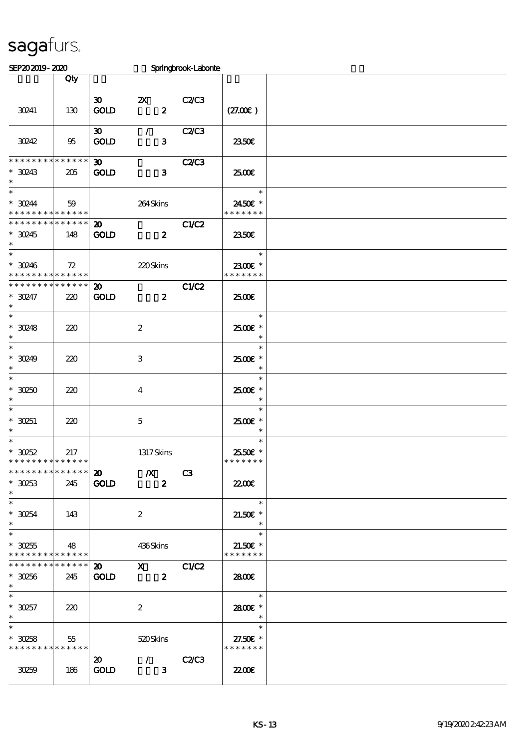# sagafurs.

SEP20 2019 - 2020 Springbrook-Labonte

| | Qty | | | | | |
|---|---|---|---|---|---|---|
| 30241 | 130 | 30 GOLD | 2X 2 | C2/C3 | (27.00€) | |
| 30242 | 95 | 30 GOLD | / 3 | C2/C3 | 23.50€ | |
| * * * * * * * * * * * * * * 30243 * | 205 | 30 GOLD | 3 | C2/C3 | 25.00€ | |
| * * 30244 * * * * * * * * * * * * * | 59 | | 264 Skins | | * 24.50€ * * * * * * * * | |
| * * * * * * * * * * * * * * 30245 * | 148 | 20 GOLD | 2 | C1/C2 | 23.50€ | |
| * * 30246 * * * * * * * * * * * * * | 72 | | 220 Skins | | * 23.00€ * * * * * * * * | |
| * * * * * * * * * * * * * * 30247 * | 220 | 20 GOLD | 2 | C1/C2 | 25.00€ | |
| * * 30248 * | 220 | | 2 | | * 25.00€ * * | |
| * * 30249 * | 220 | | 3 | | * 25.00€ * * | |
| * * 30250 * | 220 | | 4 | | * 25.00€ * * | |
| * * 30251 * | 220 | | 5 | | * 25.00€ * * | |
| * * 30252 * * * * * * * * * * * * * | 217 | | 1317 Skins | | * 25.50€ * * * * * * * * | |
| * * * * * * * * * * * * * * 30253 * | 245 | 20 GOLD | /X 2 | C3 | 22.00€ | |
| * * 30254 * | 143 | | 2 | | * 21.50€ * * | |
| * * 30255 * * * * * * * * * * * * * | 48 | | 436 Skins | | * 21.50€ * * * * * * * * | |
| * * * * * * * * * * * * * * 30256 * | 245 | 20 GOLD | X 2 | C1/C2 | 28.00€ | |
| * * 30257 * | 220 | | 2 | | * 28.00€ * * | |
| * * 30258 * * * * * * * * * * * * * | 55 | | 520 Skins | | * 27.50€ * * * * * * * * | |
| 30259 | 186 | 20 GOLD | / 3 | C2/C3 | 22.00€ | |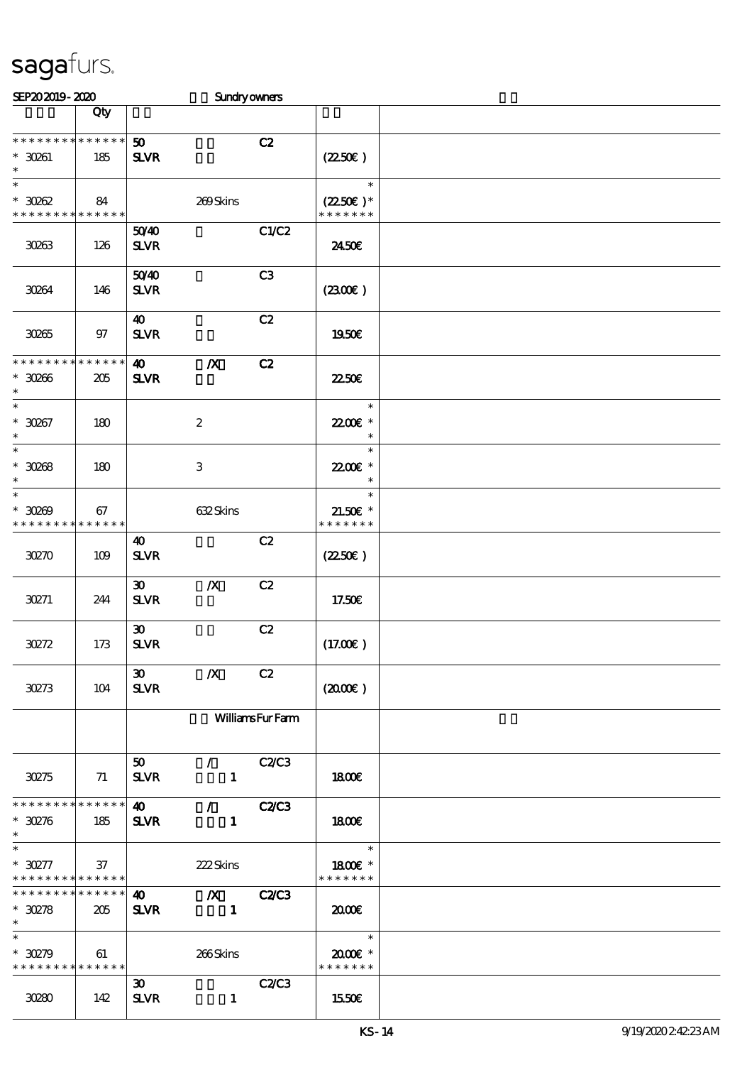sagafurs.

SEP20 2019 - 2020 Sundry owners

| | Qty | | | | | |
|---|---|---|---|---|---|---|
| * * * * * * * * * * * * * * | | 50 | | C2 | | |
| * 30261 | 185 | SLVR | | | (22.50€) | |
| * | | | | | | |
| * | | | | | * | |
| * 30262 | 84 | | 269 Skins | | (22.50€) * | |
| * * * * * * * * * * * * * * | | | | | * * * * * * * | |
| | | 50/40 | | C1/C2 | | |
| 30263 | 126 | SLVR | | | 24.50€ | |
| | | 50/40 | | C3 | | |
| 30264 | 146 | SLVR | | | (23.00€) | |
| | | 40 | | C2 | | |
| 30265 | 97 | SLVR | | | 19.50€ | |
| * * * * * * * * * * * * * * | | 40 | /X | C2 | | |
| * 30266 | 205 | SLVR | | | 22.50€ | |
| * | | | | | | |
| * | | | | | * | |
| * 30267 | 180 | | 2 | | 22.00€ * | |
| * | | | | | * | |
| * | | | | | * | |
| * 30268 | 180 | | 3 | | 22.00€ * | |
| * | | | | | * | |
| * | | | | | * | |
| * 30269 | 67 | | 632 Skins | | 21.50€ * | |
| * * * * * * * * * * * * * * | | | | | * * * * * * * | |
| | | 40 | | C2 | | |
| 30270 | 109 | SLVR | | | (22.50€) | |
| | | 30 | /X | C2 | | |
| 30271 | 244 | SLVR | | | 17.50€ | |
| | | 30 | | C2 | | |
| 30272 | 173 | SLVR | | | (17.00€) | |
| | | 30 | /X | C2 | | |
| 30273 | 104 | SLVR | | | (20.00€) | |
| | | | Williams Fur Farm | | | |
| | | 50 | / | C2/C3 | | |
| 30275 | 71 | SLVR | 1 | | 18.00€ | |
| * * * * * * * * * * * * * * | | 40 | / | C2/C3 | | |
| * 30276 | 185 | SLVR | 1 | | 18.00€ | |
| * | | | | | | |
| * | | | | | * | |
| * 30277 | 37 | | 222 Skins | | 18.00€ * | |
| * * * * * * * * * * * * * * | | | | | * * * * * * * | |
| * * * * * * * * * * * * * * | | 40 | /X | C2/C3 | | |
| * 30278 | 205 | SLVR | 1 | | 20.00€ | |
| * | | | | | | |
| * | | | | | * | |
| * 30279 | 61 | | 266 Skins | | 20.00€ * | |
| * * * * * * * * * * * * * * | | | | | * * * * * * * | |
| | | 30 | | C2/C3 | | |
| 30280 | 142 | SLVR | 1 | | 15.50€ | |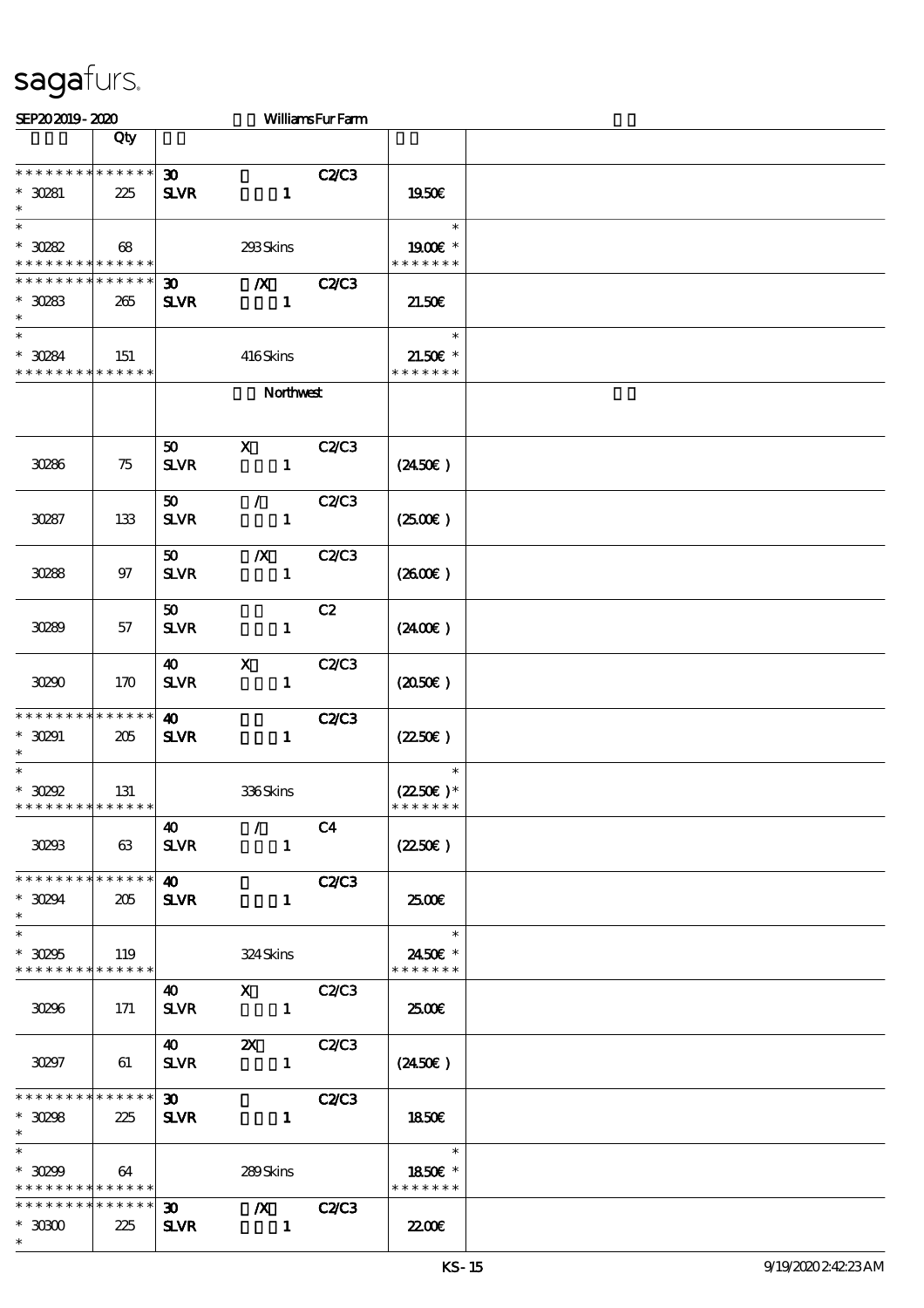sagafurs.

SEP20 2019 - 2020 Williams Fur Farm

| | Qty | | |
|---|---|---|---|
| * * * * * * * * * * * * * * | 30 | C2/C3 | |
| * 30281 | 225 | SLVR 1 | 19.50€ |
| * | | | |
| * | | | * |
| * 30282 | 68 | 293 Skins | 19.00€ * |
| * * * * * * * * * * * * * * | | | * * * * * * * |
| * * * * * * * * * * * * * * | 30 | /X C2/C3 | |
| * 30283 | 265 | SLVR 1 | 21.50€ |
| * | | | |
| * | | | * |
| * 30284 | 151 | 416 Skins | 21.50€ * |
| * * * * * * * * * * * * * * | | | * * * * * * * |
| | | Northwest | |
| 30286 | 75 | 50 X C2/C3 SLVR 1 | (24.50€) |
| 30287 | 133 | 50 / C2/C3 SLVR 1 | (25.00€) |
| 30288 | 97 | 50 /X C2/C3 SLVR 1 | (26.00€) |
| 30289 | 57 | 50 C2 SLVR 1 | (24.00€) |
| 30290 | 170 | 40 X C2/C3 SLVR 1 | (20.50€) |
| * * * * * * * * * * * * * * | | 40 C2/C3 | |
| * 30291 | 205 | SLVR 1 | (22.50€) |
| * | | | |
| * | | | * |
| * 30292 | 131 | 336 Skins | (22.50€) * |
| * * * * * * * * * * * * * * | | | * * * * * * * |
| 30293 | 63 | 40 / C4 SLVR 1 | (22.50€) |
| * * * * * * * * * * * * * * | | 40 C2/C3 | |
| * 30294 | 205 | SLVR 1 | 25.00€ |
| * | | | |
| * | | | * |
| * 30295 | 119 | 324 Skins | 24.50€ * |
| * * * * * * * * * * * * * * | | | * * * * * * * |
| 30296 | 171 | 40 X C2/C3 SLVR 1 | 25.00€ |
| 30297 | 61 | 40 2X C2/C3 SLVR 1 | (24.50€) |
| * * * * * * * * * * * * * * | | 30 C2/C3 | |
| * 30298 | 225 | SLVR 1 | 18.50€ |
| * | | | |
| * | | | * |
| * 30299 | 64 | 289 Skins | 18.50€ * |
| * * * * * * * * * * * * * * | | | * * * * * * * |
| * * * * * * * * * * * * * * | | 30 /X C2/C3 | |
| * 30300 | 225 | SLVR 1 | 22.00€ |
| * | | | |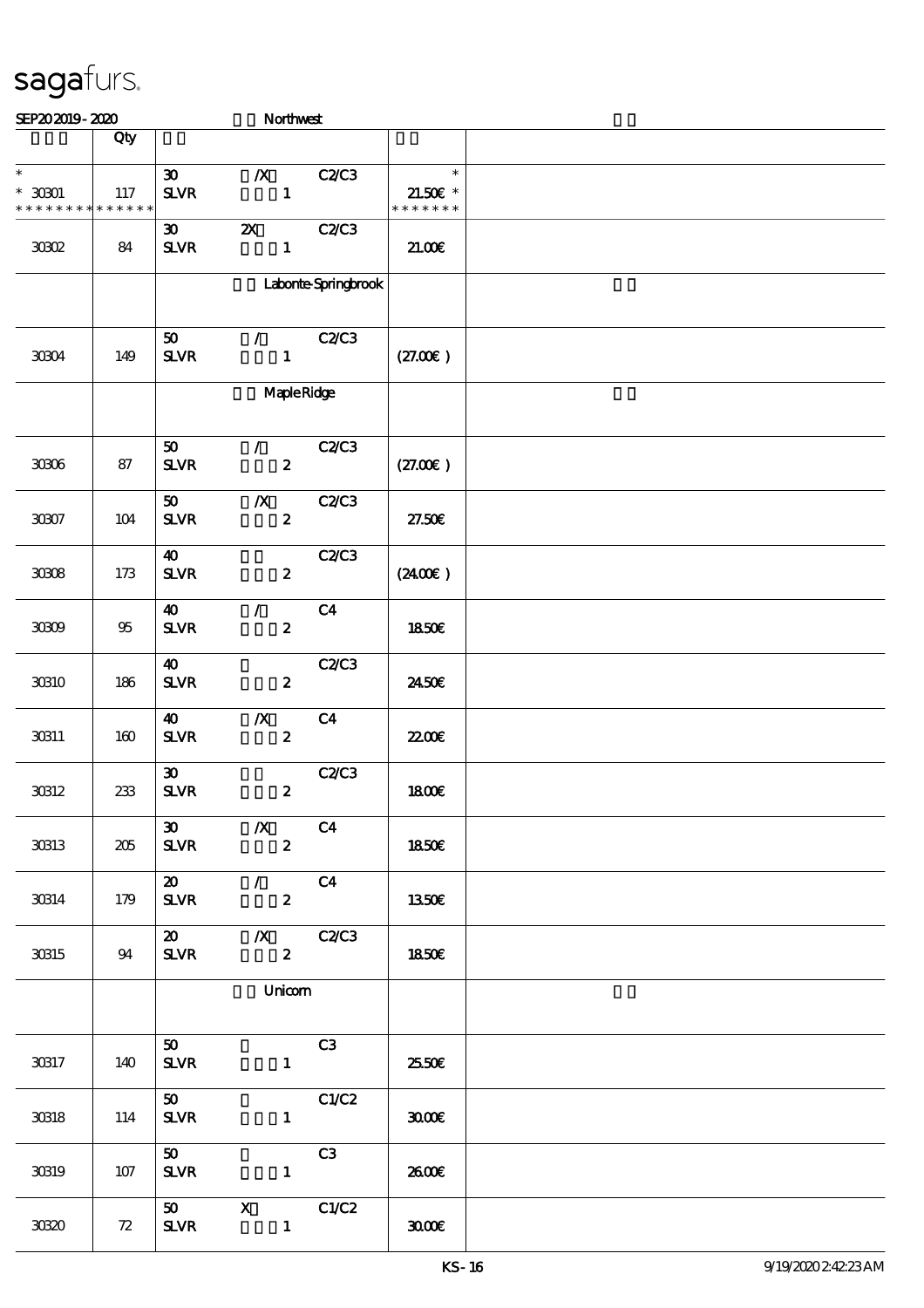sagafurs.

SEP20 2019 - 2020 Northwest

| | Qty | | |
|---|---|---|---|
| * <br> * 30301 <br> * * * * * * * * * * * * * * | 117 | 30 /X C2/C3 <br> SLVR 1 | * <br> 21.50€ * <br> * * * * * * * |
| 30302 | 84 | 30 2X C2/C3 <br> SLVR 1 | 21.00€ |
| | | Labonte-Springbrook | |
| 30304 | 149 | 50 / C2/C3 <br> SLVR 1 | (27.00€ ) |
| | | Maple Ridge | |
| 30306 | 87 | 50 / C2/C3 <br> SLVR 2 | (27.00€ ) |
| 30307 | 104 | 50 /X C2/C3 <br> SLVR 2 | 27.50€ |
| 30308 | 173 | 40 C2/C3 <br> SLVR 2 | (24.00€ ) |
| 30309 | 95 | 40 / C4 <br> SLVR 2 | 18.50€ |
| 30310 | 186 | 40 C2/C3 <br> SLVR 2 | 24.50€ |
| 30311 | 160 | 40 /X C4 <br> SLVR 2 | 22.00€ |
| 30312 | 233 | 30 C2/C3 <br> SLVR 2 | 18.00€ |
| 30313 | 205 | 30 /X C4 <br> SLVR 2 | 18.50€ |
| 30314 | 179 | 20 / C4 <br> SLVR 2 | 13.50€ |
| 30315 | 94 | 20 /X C2/C3 <br> SLVR 2 | 18.50€ |
| | | Unicorn | |
| 30317 | 140 | 50 C3 <br> SLVR 1 | 25.50€ |
| 30318 | 114 | 50 C1/C2 <br> SLVR 1 | 30.00€ |
| 30319 | 107 | 50 C3 <br> SLVR 1 | 26.00€ |
| 30320 | 72 | 50 X C1/C2 <br> SLVR 1 | 30.00€ |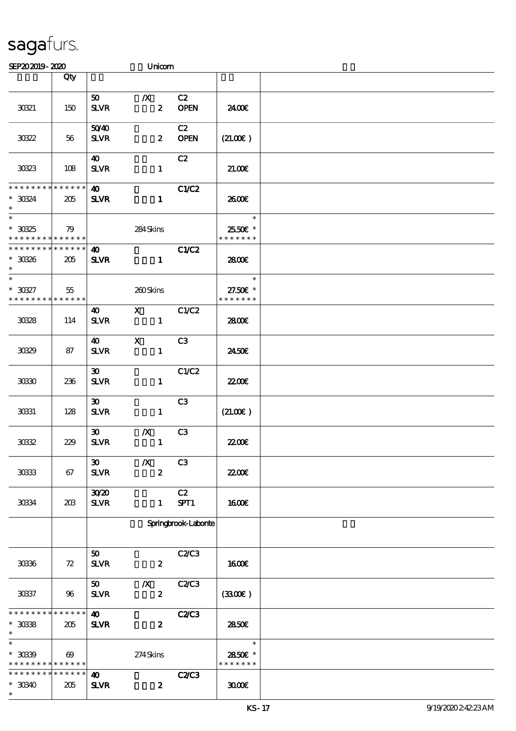sagafurs.

SEP20 2019 - 2020 Unicorn

| | Qty | | | | | |
|---|---|---|---|---|---|---|
| 30321 | 150 | 50 SLVR | /X 2 | C2 OPEN | 24.00€ | |
| 30322 | 56 | 50/40 SLVR | 2 | C2 OPEN | (21.00€ ) | |
| 30323 | 108 | 40 SLVR | 1 | C2 | 21.00€ | |
| * * * * * * * * * * * * * * * 30324 * | 205 | 40 SLVR | 1 | C1/C2 | 26.00€ | |
| * * 30325 * * * * * * * * * * * * * * | 79 | | 284 Skins | | * 25.50€ * * * * * * * * | |
| * * * * * * * * * * * * * * * 30326 * | 205 | 40 SLVR | 1 | C1/C2 | 28.00€ | |
| * * 30327 * * * * * * * * * * * * * * | 55 | | 260 Skins | | * 27.50€ * * * * * * * * | |
| 30328 | 114 | 40 SLVR | X 1 | C1/C2 | 28.00€ | |
| 30329 | 87 | 40 SLVR | X 1 | C3 | 24.50€ | |
| 30330 | 236 | 30 SLVR | 1 | C1/C2 | 22.00€ | |
| 30331 | 128 | 30 SLVR | 1 | C3 | (21.00€ ) | |
| 30332 | 229 | 30 SLVR | /X 1 | C3 | 22.00€ | |
| 30333 | 67 | 30 SLVR | /X 2 | C3 | 22.00€ | |
| 30334 | 203 | 30/20 SLVR | 1 | C2 SPT1 | 16.00€ | |
| | | | Springbrook-Labonte | | | |
| 30336 | 72 | 50 SLVR | 2 | C2/C3 | 16.00€ | |
| 30337 | 96 | 50 SLVR | /X 2 | C2/C3 | (33.00€ ) | |
| * * * * * * * * * * * * * * * 30338 * | 205 | 40 SLVR | 2 | C2/C3 | 28.50€ | |
| * * 30339 * * * * * * * * * * * * * * | 69 | | 274 Skins | | * 28.50€ * * * * * * * * | |
| * * * * * * * * * * * * * * * 30340 * | 205 | 40 SLVR | 2 | C2/C3 | 30.00€ | |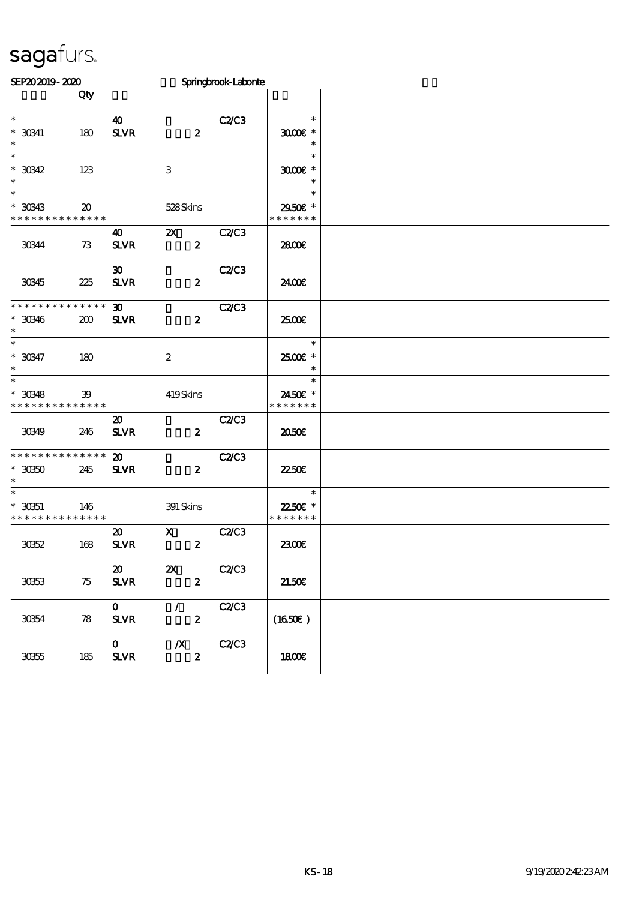sagafurs.

SEP20 2019 - 2020 Springbrook-Labonte

| | Qty | | | | | |
|---|---|---|---|---|---|---|
| * <br> * 30341 <br> * | 180 | 40 <br> SLVR | 2 | C2/C3 | * <br> 30.00€ * <br> * | |
| * <br> * 30342 <br> * | 123 | | 3 | | * <br> 30.00€ * <br> * | |
| * <br> * 30343 <br> * * * * * * * * * * * * * * | 20 | | 528 Skins | | * <br> 29.50€ * <br> * * * * * * * | |
| 30344 | 73 | 40 <br> SLVR | 2X <br> 2 | C2/C3 | 28.00€ | |
| 30345 | 225 | 30 <br> SLVR | 2 | C2/C3 | 24.00€ | |
| * * * * * * * * * * * * * * <br> * 30346 <br> * | 200 | 30 <br> SLVR | 2 | C2/C3 | 25.00€ | |
| * <br> * 30347 <br> * | 180 | | 2 | | * <br> 25.00€ * <br> * | |
| * <br> * 30348 <br> * * * * * * * * * * * * * * | 39 | | 419 Skins | | * <br> 24.50€ * <br> * * * * * * * | |
| 30349 | 246 | 20 <br> SLVR | 2 | C2/C3 | 20.50€ | |
| * * * * * * * * * * * * * * <br> * 30350 <br> * | 245 | 20 <br> SLVR | 2 | C2/C3 | 22.50€ | |
| * <br> * 30351 <br> * * * * * * * * * * * * * * | 146 | | 391 Skins | | * <br> 22.50€ * <br> * * * * * * * | |
| 30352 | 168 | 20 <br> SLVR | X <br> 2 | C2/C3 | 23.00€ | |
| 30353 | 75 | 20 <br> SLVR | 2X <br> 2 | C2/C3 | 21.50€ | |
| 30354 | 78 | 0 <br> SLVR | / <br> 2 | C2/C3 | (16.50€ ) | |
| 30355 | 185 | 0 <br> SLVR | /X <br> 2 | C2/C3 | 18.00€ | |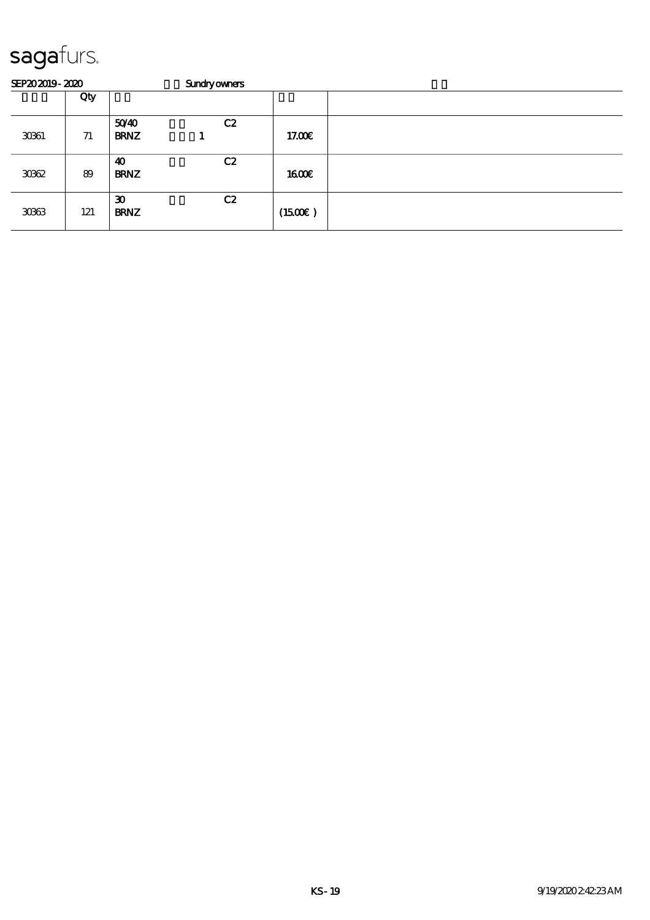# sagafurs.

SEP20 2019 - 2020 Sundry owners

| | Qty | | | | |
|---|---|---|---|---|---|
| 30361 | 71 | 50/40 BRNZ 1 | C2 | 17.00€ | |
| 30362 | 89 | 40 BRNZ | C2 | 16.00€ | |
| 30363 | 121 | 30 BRNZ | C2 | (15.00€ ) | |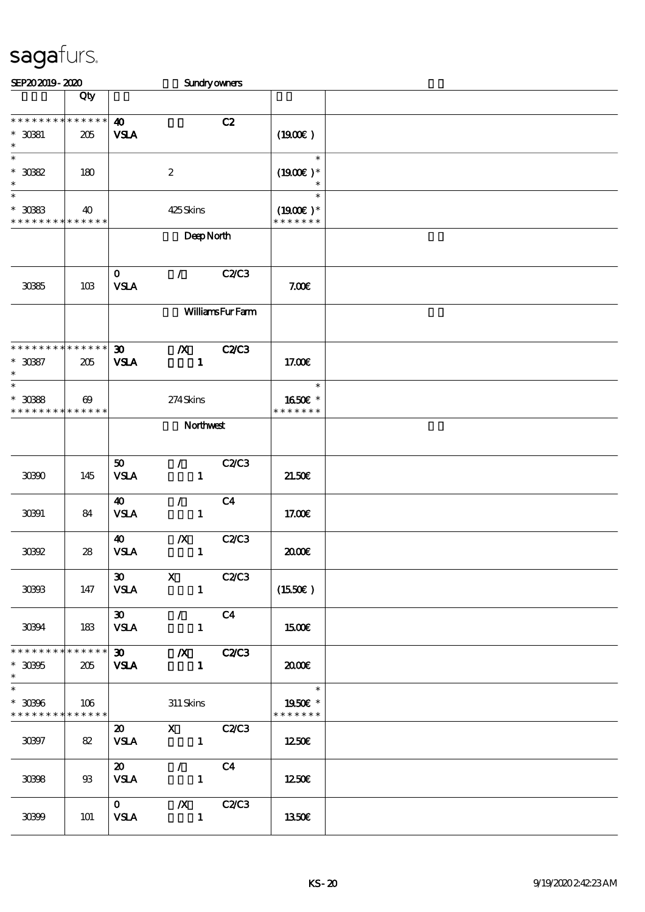# sagafurs.

SEP20 2019 - 2020 — Sundry owners

| | Qty | | | | |
|---|---|---|---|---|---|
| * * * * * * * * * * * * * * | | 40 | | C2 | |
| * 30381 | 205 | VSLA | | | (19.00€ ) |
| * | | | | | |
| * | | | | | * |
| * 30382 | 180 | | 2 | | (19.00€ )* |
| * | | | | | * |
| * | | | | | * |
| * 30383 | 40 | | 425 Skins | | (19.00€ )* |
| * * * * * * * * * * * * * * | | | | | * * * * * * * |
| | | | Deep North | | |
| | | 0 | / | C2/C3 | |
| 30385 | 103 | VSLA | | | 7.00€ |
| | | | Williams Fur Farm | | |
| * * * * * * * * * * * * * * | | 30 | /X | C2/C3 | |
| * 30387 | 205 | VSLA | 1 | | 17.00€ |
| * | | | | | |
| * | | | | | * |
| * 30388 | 69 | | 274 Skins | | 16.50€ * |
| * * * * * * * * * * * * * * | | | | | * * * * * * * |
| | | | Northwest | | |
| | | 50 | / | C2/C3 | |
| 30390 | 145 | VSLA | 1 | | 21.50€ |
| | | 40 | / | C4 | |
| 30391 | 84 | VSLA | 1 | | 17.00€ |
| | | 40 | /X | C2/C3 | |
| 30392 | 28 | VSLA | 1 | | 20.00€ |
| | | 30 | X | C2/C3 | |
| 30393 | 147 | VSLA | 1 | | (15.50€ ) |
| | | 30 | / | C4 | |
| 30394 | 183 | VSLA | 1 | | 15.00€ |
| * * * * * * * * * * * * * * | | 30 | /X | C2/C3 | |
| * 30395 | 205 | VSLA | 1 | | 20.00€ |
| * | | | | | |
| * | | | | | * |
| * 30396 | 106 | | 311 Skins | | 19.50€ * |
| * * * * * * * * * * * * * * | | | | | * * * * * * * |
| | | 20 | X | C2/C3 | |
| 30397 | 82 | VSLA | 1 | | 12.50€ |
| | | 20 | / | C4 | |
| 30398 | 93 | VSLA | 1 | | 12.50€ |
| | | 0 | /X | C2/C3 | |
| 30399 | 101 | VSLA | 1 | | 13.50€ |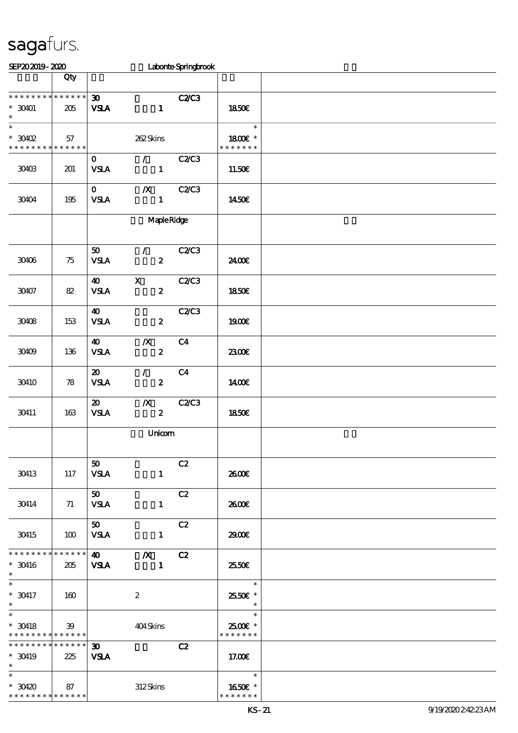sagafurs.

SEP20 2019 - 2020 Labonte-Springbrook

| | Qty | | | |
|---|---|---|---|---|
| * * * * * * * * * * * * * * | | 30 C2/C3 | | |
| * 30401 | 205 | VSLA 1 | 18.50€ | |
| * | | | | |
| * | | | * | |
| * 30402 | 57 | 262 Skins | 18.00€ * | |
| * * * * * * * * * * * * * * | | | * * * * * * * | |
| | | 0 / C2/C3 | | |
| 30403 | 201 | VSLA 1 | 11.50€ | |
| | | 0 /X C2/C3 | | |
| 30404 | 195 | VSLA 1 | 14.50€ | |
| | | Maple Ridge | | |
| | | 50 / C2/C3 | | |
| 30406 | 75 | VSLA 2 | 24.00€ | |
| | | 40 X C2/C3 | | |
| 30407 | 82 | VSLA 2 | 18.50€ | |
| | | 40 C2/C3 | | |
| 30408 | 153 | VSLA 2 | 19.00€ | |
| | | 40 /X C4 | | |
| 30409 | 136 | VSLA 2 | 23.00€ | |
| | | 20 / C4 | | |
| 30410 | 78 | VSLA 2 | 14.00€ | |
| | | 20 /X C2/C3 | | |
| 30411 | 163 | VSLA 2 | 18.50€ | |
| | | Unicorn | | |
| | | 50 C2 | | |
| 30413 | 117 | VSLA 1 | 26.00€ | |
| | | 50 C2 | | |
| 30414 | 71 | VSLA 1 | 26.00€ | |
| | | 50 C2 | | |
| 30415 | 100 | VSLA 1 | 29.00€ | |
| * * * * * * * * * * * * * * | | 40 /X C2 | | |
| * 30416 | 205 | VSLA 1 | 25.50€ | |
| * | | | | |
| * | | | * | |
| * 30417 | 160 | 2 | 25.50€ * | |
| * | | | * | |
| * | | | * | |
| * 30418 | 39 | 404 Skins | 25.00€ * | |
| * * * * * * * * * * * * * * | | | * * * * * * * | |
| * * * * * * * * * * * * * * | | 30 C2 | | |
| * 30419 | 225 | VSLA | 17.00€ | |
| * | | | | |
| * | | | * | |
| * 30420 | 87 | 312 Skins | 16.50€ * | |
| * * * * * * * * * * * * * * | | | * * * * * * * | |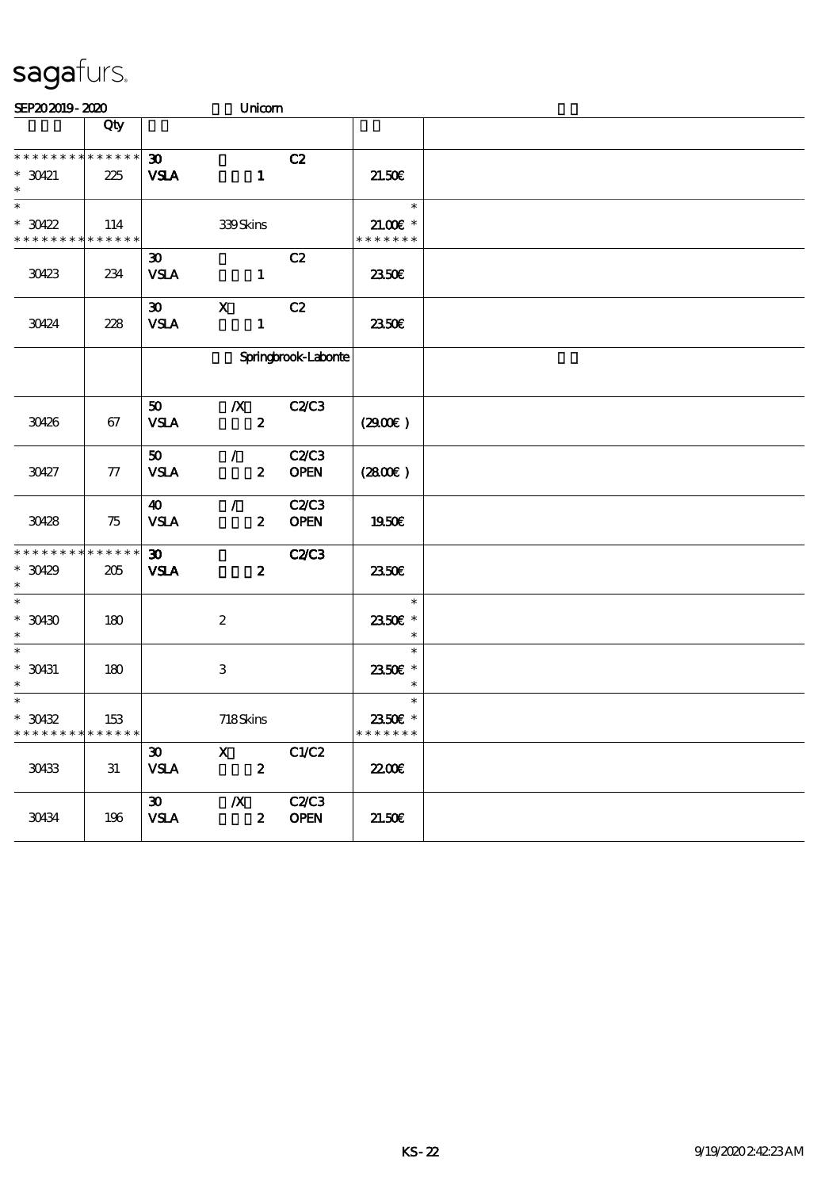# sagafurs.

SEP202019 - 2020 Unicorn

| | Qty | | | |
|---|---|---|---|---|
| * * * * * * * * * * * * * * | | 30 C2 | | |
| * 30421 | 225 | VSLA 1 | 21.50€ | |
| * | | | | |
| * | | | * | |
| * 30422 | 114 | 339 Skins | 21.00€ * | |
| * * * * * * * * * * * * * * | | | * * * * * * * | |
| 30423 | 234 | 30 C2 VSLA 1 | 23.50€ | |
| 30424 | 228 | 30 X C2 VSLA 1 | 23.50€ | |
| | | Springbrook-Labonte | | |
| 30426 | 67 | 50 /X C2/C3 VSLA 2 | (29.00€) | |
| 30427 | 77 | 50 / C2/C3 VSLA 2 OPEN | (28.00€) | |
| 30428 | 75 | 40 / C2/C3 VSLA 2 OPEN | 19.50€ | |
| * * * * * * * * * * * * * * | | 30 C2/C3 | | |
| * 30429 | 205 | VSLA 2 | 23.50€ | |
| * | | | | |
| * | | | * | |
| * 30430 | 180 | 2 | 23.50€ * | |
| * | | | * | |
| * | | | * | |
| * 30431 | 180 | 3 | 23.50€ * | |
| * | | | * | |
| * | | | * | |
| * 30432 | 153 | 718 Skins | 23.50€ * | |
| * * * * * * * * * * * * * * | | | * * * * * * * | |
| 30433 | 31 | 30 X C1/C2 VSLA 2 | 22.00€ | |
| 30434 | 196 | 30 /X C2/C3 VSLA 2 OPEN | 21.50€ | |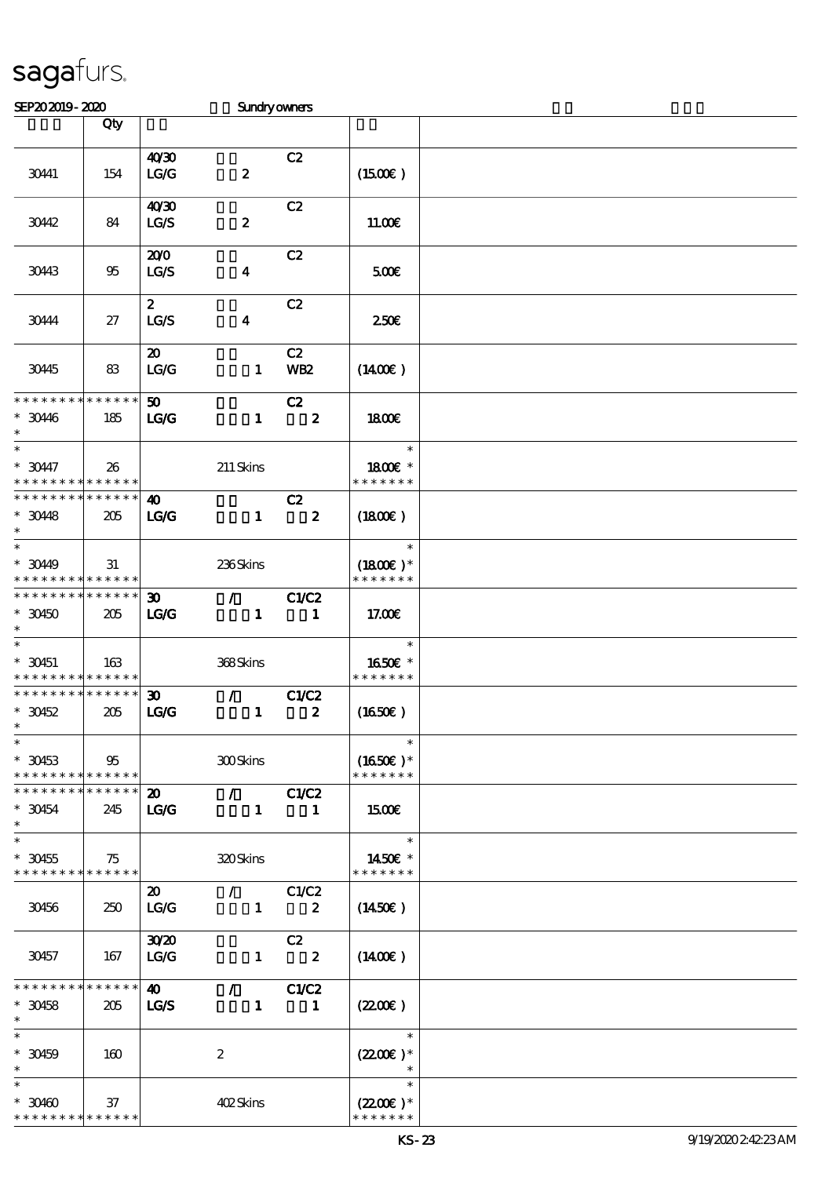sagafurs.

SEP20 2019 - 2020 Sundry owners

| | Qty | | |
|---|---|---|---|
| 30441 | 154 | 40/30 C2<br>LG/G 2 | (15.00€) |
| 30442 | 84 | 40/30 C2<br>LG/S 2 | 11.00€ |
| 30443 | 95 | 20/0 C2<br>LG/S 4 | 5.00€ |
| 30444 | 27 | 2 C2<br>LG/S 4 | 2.50€ |
| 30445 | 83 | 20 C2<br>LG/G 1 WB2 | (14.00€) |
| * * * * * * * * * * * * * *<br>* 30446<br>* | 185 | 50 C2<br>LG/G 1 2 | 18.00€ |
| *<br>* 30447<br>* * * * * * * * * * * * * * | 26 | 211 Skins | *<br>18.00€ *<br>* * * * * * * |
| * * * * * * * * * * * * * *<br>* 30448<br>* | 205 | 40 C2<br>LG/G 1 2 | (18.00€) |
| *<br>* 30449<br>* * * * * * * * * * * * * * | 31 | 236 Skins | *<br>(18.00€) *<br>* * * * * * * |
| * * * * * * * * * * * * * *<br>* 30450<br>* | 205 | 30 / C1/C2<br>LG/G 1 1 | 17.00€ |
| *<br>* 30451<br>* * * * * * * * * * * * * * | 163 | 368 Skins | *<br>16.50€ *<br>* * * * * * * |
| * * * * * * * * * * * * * *<br>* 30452<br>* | 205 | 30 / C1/C2<br>LG/G 1 2 | (16.50€) |
| *<br>* 30453<br>* * * * * * * * * * * * * * | 95 | 300 Skins | *<br>(16.50€) *<br>* * * * * * * |
| * * * * * * * * * * * * * *<br>* 30454<br>* | 245 | 20 / C1/C2<br>LG/G 1 1 | 15.00€ |
| *<br>* 30455<br>* * * * * * * * * * * * * * | 75 | 320 Skins | *<br>14.50€ *<br>* * * * * * * |
| 30456 | 250 | 20 / C1/C2<br>LG/G 1 2 | (14.50€) |
| 30457 | 167 | 30/20 C2<br>LG/G 1 2 | (14.00€) |
| * * * * * * * * * * * * * *<br>* 30458<br>* | 205 | 40 / C1/C2<br>LG/S 1 1 | (22.00€) |
| *<br>* 30459<br>* | 160 | 2 | *<br>(22.00€) *<br>* |
| *<br>* 30460<br>* * * * * * * * * * * * * * | 37 | 402 Skins | *<br>(22.00€) *<br>* * * * * * * |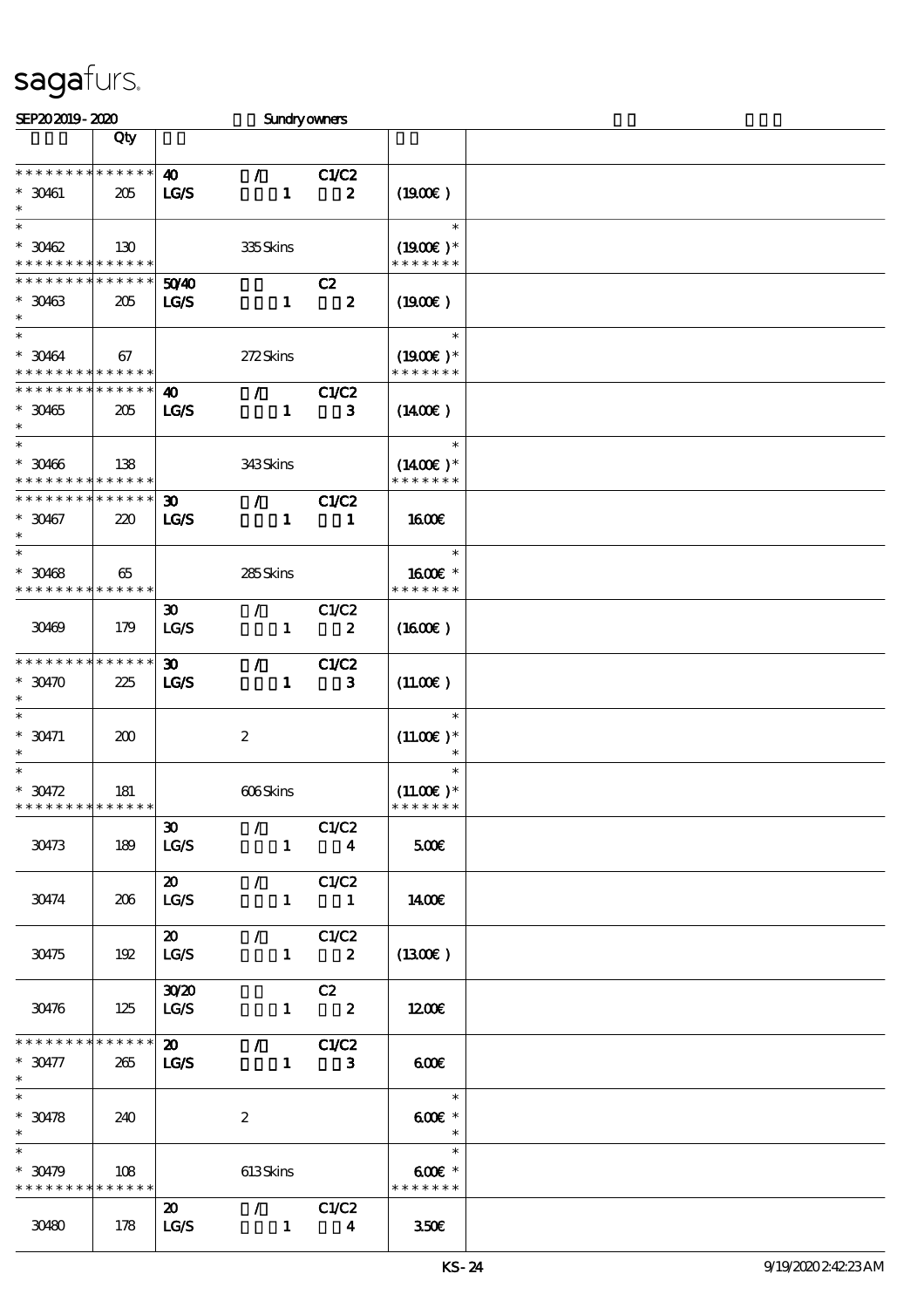sagafurs.

SEP20 2019 - 2020 Sundry owners

| | Qty | | |
|---|---|---|---|
| * * * * * * * * * * * * * * <br> * 30461 <br> * | 205 | **40** **/** **C1/C2** <br> **LG/S** **1** **2** | (19.00€) |
| * <br> * 30462 <br> * * * * * * * * * * * * * * | 130 | 335 Skins | * <br> (19.00€) * <br> * * * * * * * |
| * * * * * * * * * * * * * * <br> * 30463 <br> * | 205 | **50/40** **C2** <br> **LG/S** **1** **2** | (19.00€) |
| * <br> * 30464 <br> * * * * * * * * * * * * * * | 67 | 272 Skins | * <br> (19.00€) * <br> * * * * * * * |
| * * * * * * * * * * * * * * <br> * 30465 <br> * | 205 | **40** **/** **C1/C2** <br> **LG/S** **1** **3** | (14.00€) |
| * <br> * 30466 <br> * * * * * * * * * * * * * * | 138 | 343 Skins | * <br> (14.00€) * <br> * * * * * * * |
| * * * * * * * * * * * * * * <br> * 30467 <br> * | 220 | **30** **/** **C1/C2** <br> **LG/S** **1** **1** | 16.00€ |
| * <br> * 30468 <br> * * * * * * * * * * * * * * | 65 | 285 Skins | * <br> 16.00€ * <br> * * * * * * * |
| 30469 | 179 | 30 / C1/C2 <br> LG/S 1 2 | (16.00€) |
| * * * * * * * * * * * * * * <br> * 30470 <br> * | 225 | **30** **/** **C1/C2** <br> **LG/S** **1** **3** | (11.00€) |
| * <br> * 30471 <br> * | 200 | 2 | * <br> (11.00€) * <br> * |
| * <br> * 30472 <br> * * * * * * * * * * * * * * | 181 | 606 Skins | * <br> (11.00€) * <br> * * * * * * * |
| 30473 | 189 | 30 / C1/C2 <br> LG/S 1 4 | 5.00€ |
| 30474 | 206 | 20 / C1/C2 <br> LG/S 1 1 | 14.00€ |
| 30475 | 192 | 20 / C1/C2 <br> LG/S 1 2 | (13.00€) |
| 30476 | 125 | 30/20 C2 <br> LG/S 1 2 | 12.00€ |
| * * * * * * * * * * * * * * <br> * 30477 <br> * | 265 | **20** **/** **C1/C2** <br> **LG/S** **1** **3** | 6.00€ |
| * <br> * 30478 <br> * | 240 | 2 | * <br> 6.00€ * <br> * |
| * <br> * 30479 <br> * * * * * * * * * * * * * * | 108 | 613 Skins | * <br> 6.00€ * <br> * * * * * * * |
| 30480 | 178 | 20 / C1/C2 <br> LG/S 1 4 | 3.50€ |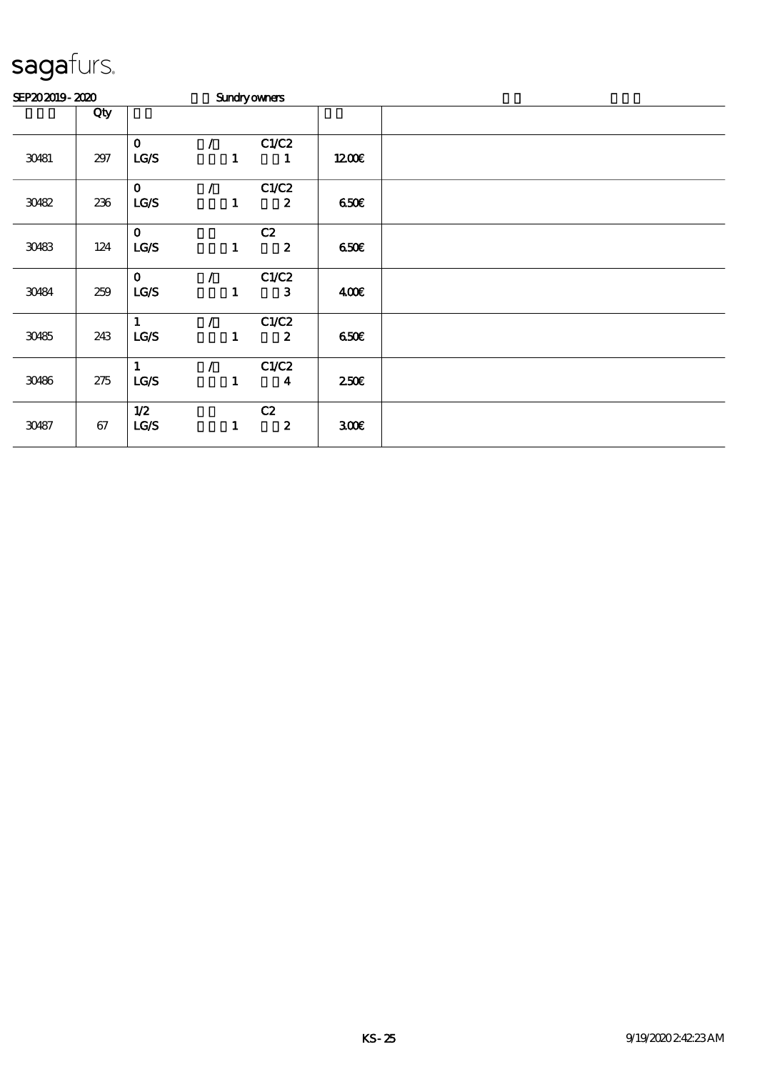sagafurs.

SEP20 2019 - 2020 Sundry owners

| | Qty | | | | | |
|---|---|---|---|---|---|---|
| 30481 | 297 | 0 / C1/C2<br>LG/S 1 1 | | | 12.00€ | |
| 30482 | 236 | 0 / C1/C2<br>LG/S 1 2 | | | 6.50€ | |
| 30483 | 124 | 0 C2<br>LG/S 1 2 | | | 6.50€ | |
| 30484 | 259 | 0 / C1/C2<br>LG/S 1 3 | | | 4.00€ | |
| 30485 | 243 | 1 / C1/C2<br>LG/S 1 2 | | | 6.50€ | |
| 30486 | 275 | 1 / C1/C2<br>LG/S 1 4 | | | 2.50€ | |
| 30487 | 67 | 1/2 C2<br>LG/S 1 2 | | | 3.00€ | |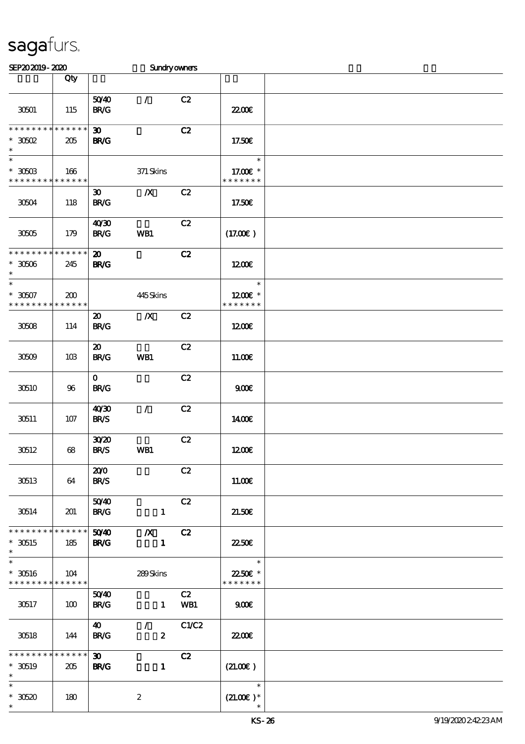sagafurs.

SEP20 2019 - 2020 Sundry owners

| | Qty | | | | | |
|---|---|---|---|---|---|---|
| 30501 | 115 | 50/40 BR/G | / | C2 | 22.00€ | |
| * * * * * * * * * * * * * * 30502 * | 205 | 30 BR/G | | C2 | 17.50€ | |
| * 30503 * * * * * * * * * * * * * * | 166 | | 371 Skins | | * 17.00€ * * * * * * * * | |
| 30504 | 118 | 30 BR/G | /X | C2 | 17.50€ | |
| 30505 | 179 | 40/30 BR/G | WB1 | C2 | (17.00€) | |
| * * * * * * * * * * * * * * 30506 * | 245 | 20 BR/G | | C2 | 12.00€ | |
| * 30507 * * * * * * * * * * * * * * | 200 | | 445 Skins | | * 12.00€ * * * * * * * * | |
| 30508 | 114 | 20 BR/G | /X | C2 | 12.00€ | |
| 30509 | 103 | 20 BR/G | WB1 | C2 | 11.00€ | |
| 30510 | 96 | 0 BR/G | | C2 | 9.00€ | |
| 30511 | 107 | 40/30 BR/S | / | C2 | 14.00€ | |
| 30512 | 68 | 30/20 BR/S | WB1 | C2 | 12.00€ | |
| 30513 | 64 | 20/0 BR/S | | C2 | 11.00€ | |
| 30514 | 201 | 50/40 BR/G | 1 | C2 | 21.50€ | |
| * * * * * * * * * * * * * * 30515 * | 185 | 50/40 BR/G | /X 1 | C2 | 22.50€ | |
| * 30516 * * * * * * * * * * * * * * | 104 | | 289 Skins | | * 22.50€ * * * * * * * * | |
| 30517 | 100 | 50/40 BR/G | 1 | C2 WB1 | 9.00€ | |
| 30518 | 144 | 40 BR/G | / 2 | C1/C2 | 22.00€ | |
| * * * * * * * * * * * * * * 30519 * | 205 | 30 BR/G | 1 | C2 | (21.00€) | |
| * 30520 * | 180 | | 2 | | * (21.00€) * * | |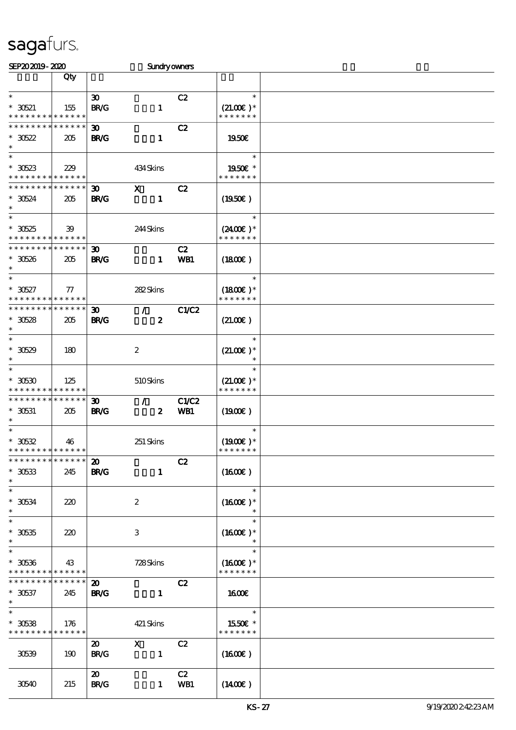sagafurs.

SEP20 2019 - 2020 Sundry owners

| | Qty | | | |
|---|---|---|---|---|
| * <br> * 30521 <br> * * * * * * * * * * * * * * | 155 | 30 C2 <br> BR/G 1 | * <br> (21.00€ )* <br> * * * * * * * | |
| * * * * * * * * * * * * * * <br> * 30522 <br> * | 205 | 30 C2 <br> BR/G 1 | 19.50€ | |
| * <br> * 30523 <br> * * * * * * * * * * * * * * | 229 | 434 Skins | * <br> 19.50€ * <br> * * * * * * * | |
| * * * * * * * * * * * * * * <br> * 30524 <br> * | 205 | 30 X C2 <br> BR/G 1 | (19.50€ ) | |
| * <br> * 30525 <br> * * * * * * * * * * * * * * | 39 | 244 Skins | * <br> (24.00€ )* <br> * * * * * * * | |
| * * * * * * * * * * * * * * <br> * 30526 <br> * | 205 | 30 C2 <br> BR/G 1 WB1 | (18.00€ ) | |
| * <br> * 30527 <br> * * * * * * * * * * * * * * | 77 | 282 Skins | * <br> (18.00€ )* <br> * * * * * * * | |
| * * * * * * * * * * * * * * <br> * 30528 <br> * | 205 | 30 / C1/C2 <br> BR/G 2 | (21.00€ ) | |
| * <br> * 30529 <br> * | 180 | 2 | * <br> (21.00€ )* <br> * | |
| * <br> * 30530 <br> * * * * * * * * * * * * * * | 125 | 510 Skins | * <br> (21.00€ )* <br> * * * * * * * | |
| * * * * * * * * * * * * * * <br> * 30531 <br> * | 205 | 30 / C1/C2 <br> BR/G 2 WB1 | (19.00€ ) | |
| * <br> * 30532 <br> * * * * * * * * * * * * * * | 46 | 251 Skins | * <br> (19.00€ )* <br> * * * * * * * | |
| * * * * * * * * * * * * * * <br> * 30533 <br> * | 245 | 20 C2 <br> BR/G 1 | (16.00€ ) | |
| * <br> * 30534 <br> * | 220 | 2 | * <br> (16.00€ )* <br> * | |
| * <br> * 30535 <br> * | 220 | 3 | * <br> (16.00€ )* <br> * | |
| * <br> * 30536 <br> * * * * * * * * * * * * * * | 43 | 728 Skins | * <br> (16.00€ )* <br> * * * * * * * | |
| * * * * * * * * * * * * * * <br> * 30537 <br> * | 245 | 20 C2 <br> BR/G 1 | 16.00€ | |
| * <br> * 30538 <br> * * * * * * * * * * * * * * | 176 | 421 Skins | * <br> 15.50€ * <br> * * * * * * * | |
| 30539 | 190 | 20 X C2 <br> BR/G 1 | (16.00€ ) | |
| 30540 | 215 | 20 C2 <br> BR/G 1 WB1 | (14.00€ ) | |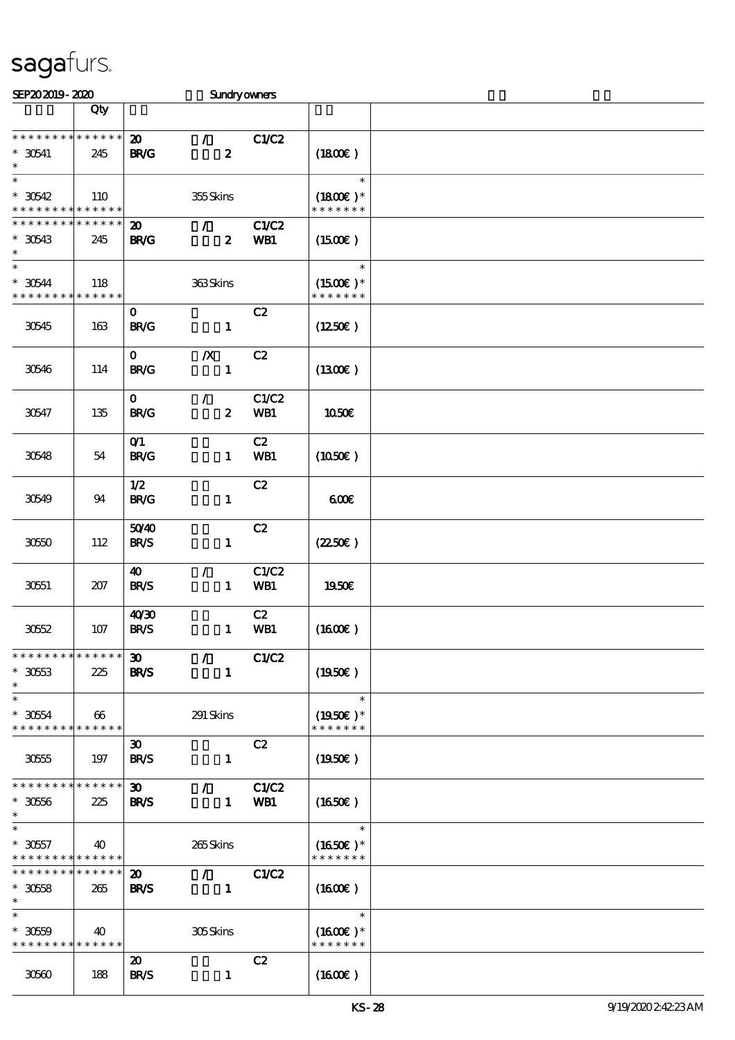sagafurs.

SEP20 2019 - 2020 Sundry owners

| | Qty | | | | | |
|---|---|---|---|---|---|---|
| * * * * * * * * * * * * * *<br>* 30541<br>* | 245 | 20<br>BR/G | /<br>2 | C1/C2 | (18.00€) | |
| *<br>* 30542<br>* * * * * * * * * * * * * * | 110 | | 355 Skins | | *<br>(18.00€)*<br>* * * * * * * | |
| * * * * * * * * * * * * * *<br>* 30543<br>* | 245 | 20<br>BR/G | /<br>2 | C1/C2<br>WB1 | (15.00€) | |
| *<br>* 30544<br>* * * * * * * * * * * * * * | 118 | | 363 Skins | | *<br>(15.00€)*<br>* * * * * * * | |
| 30545 | 163 | 0<br>BR/G | 1 | C2 | (12.50€) | |
| 30546 | 114 | 0<br>BR/G | /X<br>1 | C2 | (13.00€) | |
| 30547 | 135 | 0<br>BR/G | /<br>2 | C1/C2<br>WB1 | 10.50€ | |
| 30548 | 54 | 0/1<br>BR/G | 1 | C2<br>WB1 | (10.50€) | |
| 30549 | 94 | 1/2<br>BR/G | 1 | C2 | 6.00€ | |
| 30550 | 112 | 50/40<br>BR/S | 1 | C2 | (22.50€) | |
| 30551 | 207 | 40<br>BR/S | /<br>1 | C1/C2<br>WB1 | 19.50€ | |
| 30552 | 107 | 40/30<br>BR/S | 1 | C2<br>WB1 | (16.00€) | |
| * * * * * * * * * * * * * *<br>* 30553<br>* | 225 | 30<br>BR/S | /<br>1 | C1/C2 | (19.50€) | |
| *<br>* 30554<br>* * * * * * * * * * * * * * | 66 | | 291 Skins | | *<br>(19.50€)*<br>* * * * * * * | |
| 30555 | 197 | 30<br>BR/S | 1 | C2 | (19.50€) | |
| * * * * * * * * * * * * * *<br>* 30556<br>* | 225 | 30<br>BR/S | /<br>1 | C1/C2<br>WB1 | (16.50€) | |
| *<br>* 30557<br>* * * * * * * * * * * * * * | 40 | | 265 Skins | | *<br>(16.50€)*<br>* * * * * * * | |
| * * * * * * * * * * * * * *<br>* 30558<br>* | 265 | 20<br>BR/S | /<br>1 | C1/C2 | (16.00€) | |
| *<br>* 30559<br>* * * * * * * * * * * * * * | 40 | | 305 Skins | | *<br>(16.00€)*<br>* * * * * * * | |
| 30560 | 188 | 20<br>BR/S | 1 | C2 | (16.00€) | |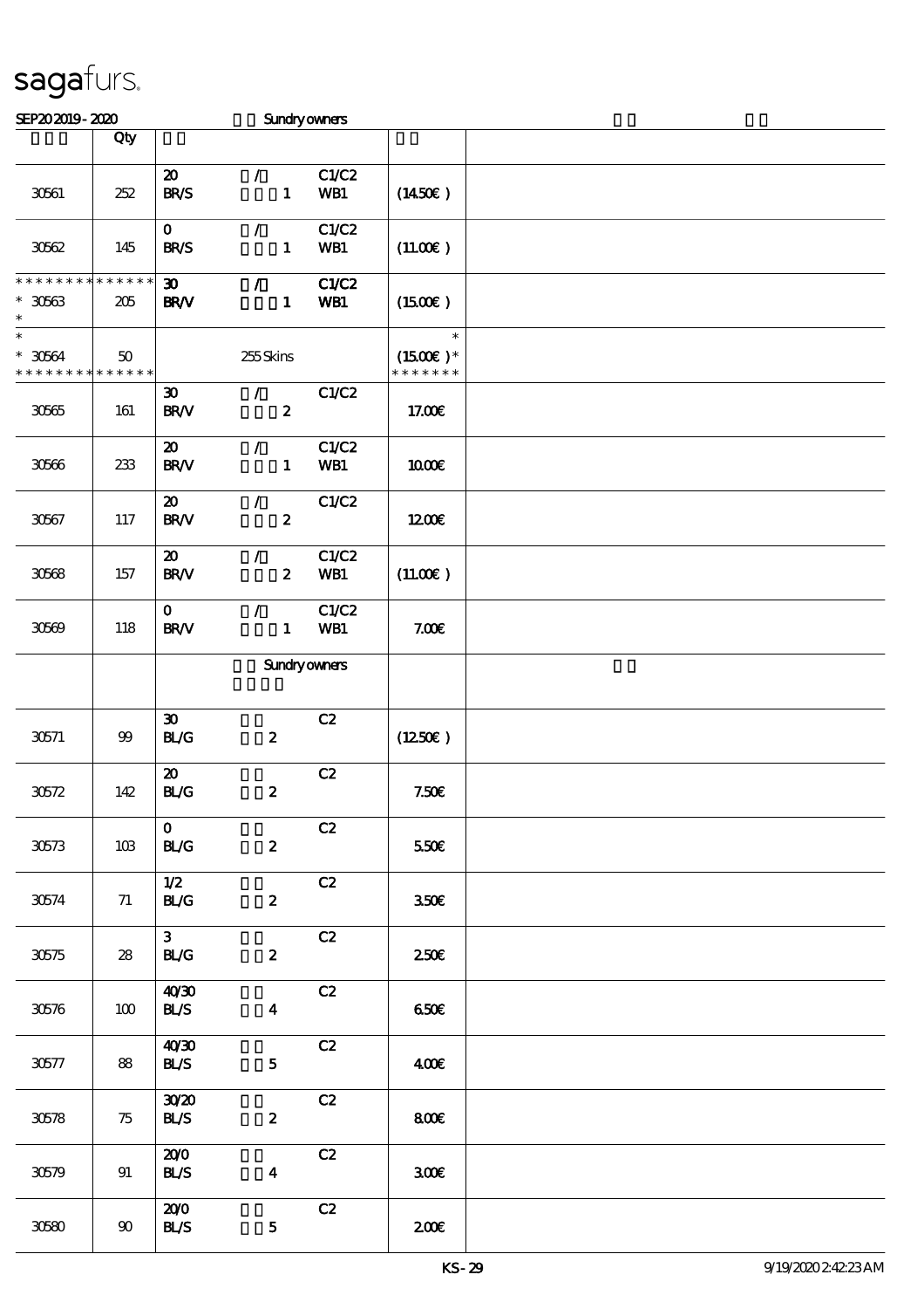sagafurs.

SEP20 2019 - 2020 Sundry owners

| | Qty | | | |
|---|---|---|---|---|
| 30561 | 252 | 20 / C1/C2<br>BR/S 1 WB1 | (14.50€) | |
| 30562 | 145 | 0 / C1/C2<br>BR/S 1 WB1 | (11.00€) | |
| * * * * * * * * * * * * * *<br>* 30563<br>* | 205 | 30 / C1/C2<br>BR/V 1 WB1 | (15.00€) | |
| *<br>* 30564<br>* * * * * * * * * * * * * * | 50 | 255 Skins | *<br>(15.00€) *<br>* * * * * * * | |
| 30565 | 161 | 30 / C1/C2<br>BR/V 2 | 17.00€ | |
| 30566 | 233 | 20 / C1/C2<br>BR/V 1 WB1 | 10.00€ | |
| 30567 | 117 | 20 / C1/C2<br>BR/V 2 | 12.00€ | |
| 30568 | 157 | 20 / C1/C2<br>BR/V 2 WB1 | (11.00€) | |
| 30569 | 118 | 0 / C1/C2<br>BR/V 1 WB1 | 7.00€ | |
| | | Sundry owners | | |
| 30571 | 99 | 30 C2<br>BL/G 2 | (12.50€) | |
| 30572 | 142 | 20 C2<br>BL/G 2 | 7.50€ | |
| 30573 | 103 | 0 C2<br>BL/G 2 | 5.50€ | |
| 30574 | 71 | 1/2 C2<br>BL/G 2 | 3.50€ | |
| 30575 | 28 | 3 C2<br>BL/G 2 | 2.50€ | |
| 30576 | 100 | 40/30 C2<br>BL/S 4 | 6.50€ | |
| 30577 | 88 | 40/30 C2<br>BL/S 5 | 4.00€ | |
| 30578 | 75 | 30/20 C2<br>BL/S 2 | 8.00€ | |
| 30579 | 91 | 20/0 C2<br>BL/S 4 | 3.00€ | |
| 30580 | 90 | 20/0 C2<br>BL/S 5 | 2.00€ | |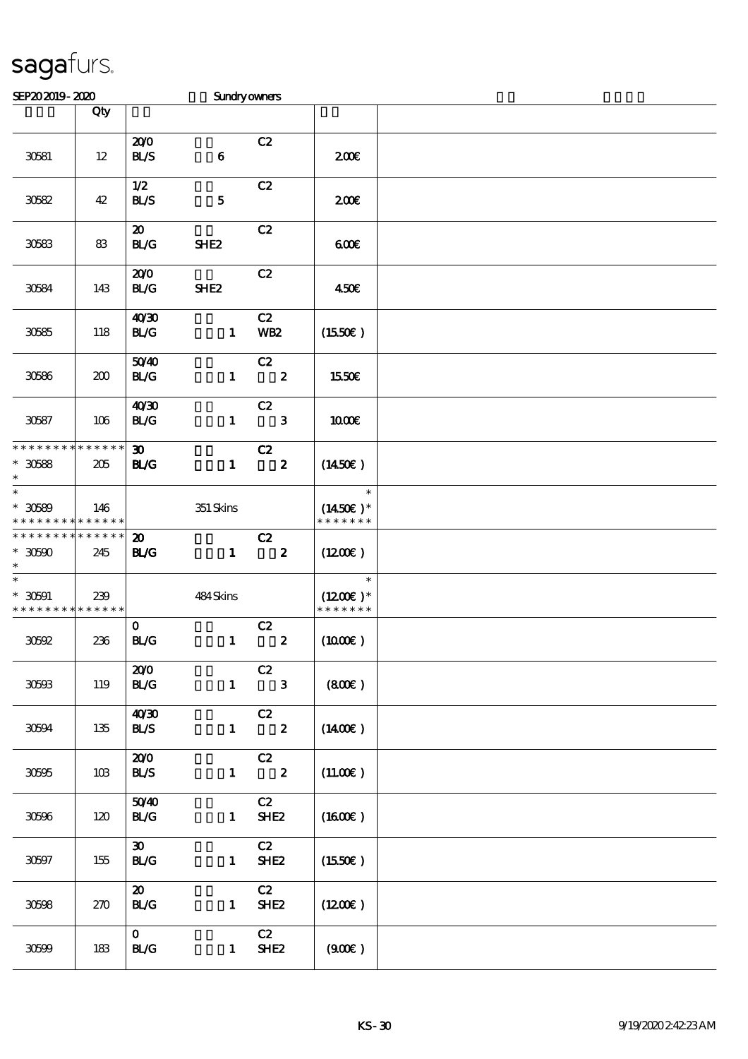sagafurs.

SEP20 2019 - 2020 Sundry owners

| | Qty | | |
|---|---|---|---|
| 30581 | 12 | 20/0 C2<br>BL/S 6 | 2.00€ |
| 30582 | 42 | 1/2 C2<br>BL/S 5 | 2.00€ |
| 30583 | 83 | 20 C2<br>BL/G SHE2 | 6.00€ |
| 30584 | 143 | 20/0 C2<br>BL/G SHE2 | 4.50€ |
| 30585 | 118 | 40/30 C2<br>BL/G 1 WB2 | (15.50€ ) |
| 30586 | 200 | 50/40 C2<br>BL/G 1 2 | 15.50€ |
| 30587 | 106 | 40/30 C2<br>BL/G 1 3 | 10.00€ |
| * * * * * * * * * * * * * *<br>* 30588<br>* | 205 | **30** **C2**<br>**BL/G** **1** **2** | (14.50€ ) |
| *<br>* 30589<br>* * * * * * * * * * * * * * | 146 | 351 Skins | *<br>(14.50€ )*<br>* * * * * * * |
| * * * * * * * * * * * * * *<br>* 30590<br>* | 245 | **20** **C2**<br>**BL/G** **1** **2** | (12.00€ ) |
| *<br>* 30591<br>* * * * * * * * * * * * * * | 239 | 484 Skins | *<br>(12.00€ )*<br>* * * * * * * |
| 30592 | 236 | 0 C2<br>BL/G 1 2 | (10.00€ ) |
| 30593 | 119 | 20/0 C2<br>BL/G 1 3 | (8.00€ ) |
| 30594 | 135 | 40/30 C2<br>BL/S 1 2 | (14.00€ ) |
| 30595 | 103 | 20/0 C2<br>BL/S 1 2 | (11.00€ ) |
| 30596 | 120 | 50/40 C2<br>BL/G 1 SHE2 | (16.00€ ) |
| 30597 | 155 | 30 C2<br>BL/G 1 SHE2 | (15.50€ ) |
| 30598 | 270 | 20 C2<br>BL/G 1 SHE2 | (12.00€ ) |
| 30599 | 183 | 0 C2<br>BL/G 1 SHE2 | (9.00€ ) |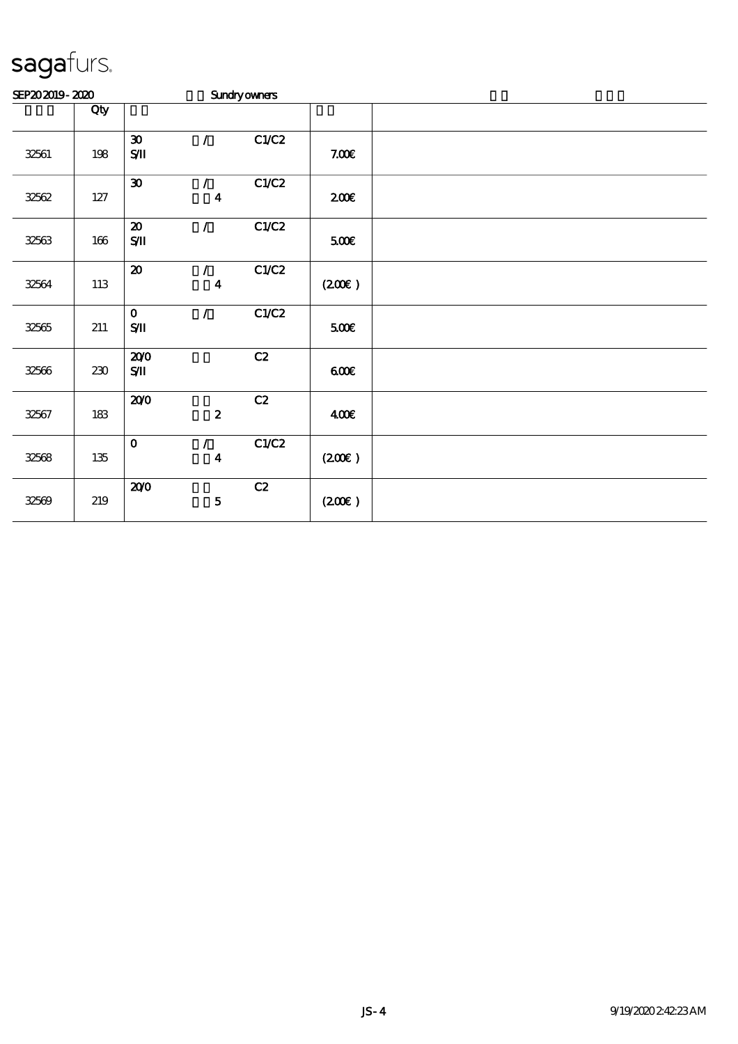sagafurs.

SEP20 2019 - 2020 Sundry owners

| | Qty | | | | | |
|---|---|---|---|---|---|---|
| 32561 | 198 | 30 S/II | / | C1/C2 | 7.00€ | |
| 32562 | 127 | 30 | / 4 | C1/C2 | 2.00€ | |
| 32563 | 166 | 20 S/II | / | C1/C2 | 5.00€ | |
| 32564 | 113 | 20 | / 4 | C1/C2 | (2.00€ ) | |
| 32565 | 211 | 0 S/II | / | C1/C2 | 5.00€ | |
| 32566 | 230 | 20/0 S/II | | C2 | 6.00€ | |
| 32567 | 183 | 20/0 | 2 | C2 | 4.00€ | |
| 32568 | 135 | 0 | / 4 | C1/C2 | (2.00€ ) | |
| 32569 | 219 | 20/0 | 5 | C2 | (2.00€ ) | |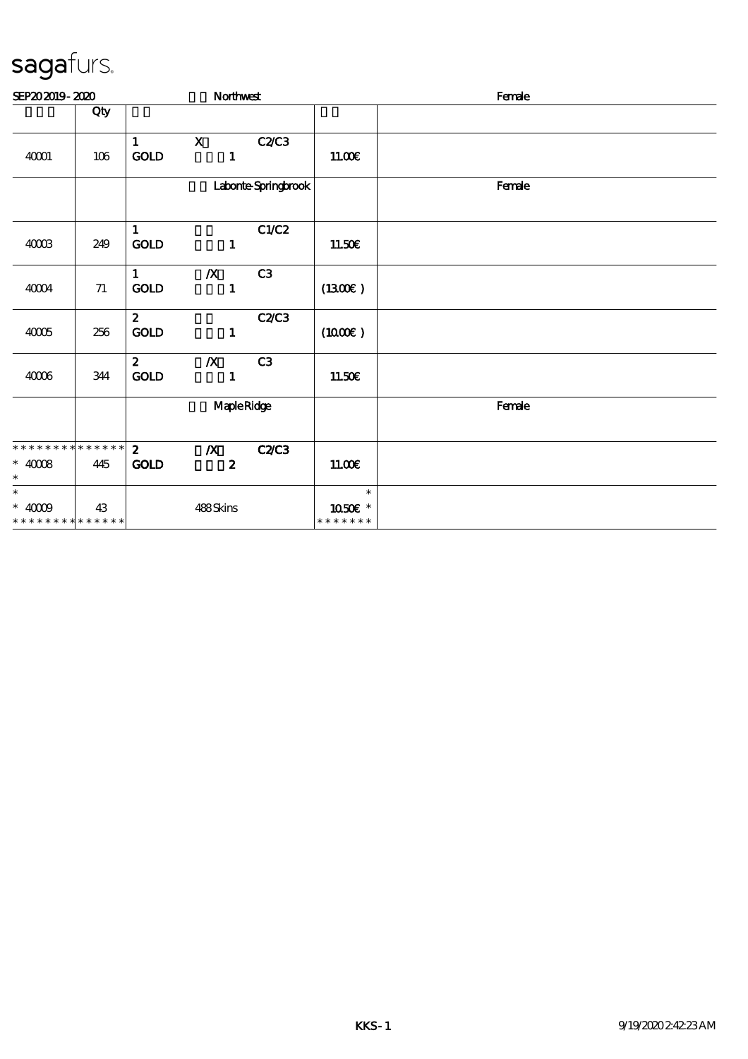sagafurs.

| SEP20 2019 - 2020 | | Northwest | | Female |
|---|---|---|---|---|
| | Qty | | | |
| 40001 | 106 | 1 X C2/C3<br>GOLD 1 | 11.00€ | |
| | | Labonte-Springbrook | | Female |
| 40003 | 249 | 1 C1/C2<br>GOLD 1 | 11.50€ | |
| 40004 | 71 | 1 /X C3<br>GOLD 1 | (13.00€ ) | |
| 40005 | 256 | 2 C2/C3<br>GOLD 1 | (10.00€ ) | |
| 40006 | 344 | 2 /X C3<br>GOLD 1 | 11.50€ | |
| | | Maple Ridge | | Female |
| * * * * * * * * * * * * * *<br>* 40008<br>* | 445 | 2 /X C2/C3<br>GOLD 2 | 11.00€ | |
| *<br>* 40009<br>* * * * * * * * * * * * * * | 43 | 488 Skins | *<br>10.50€ *<br>* * * * * * * | |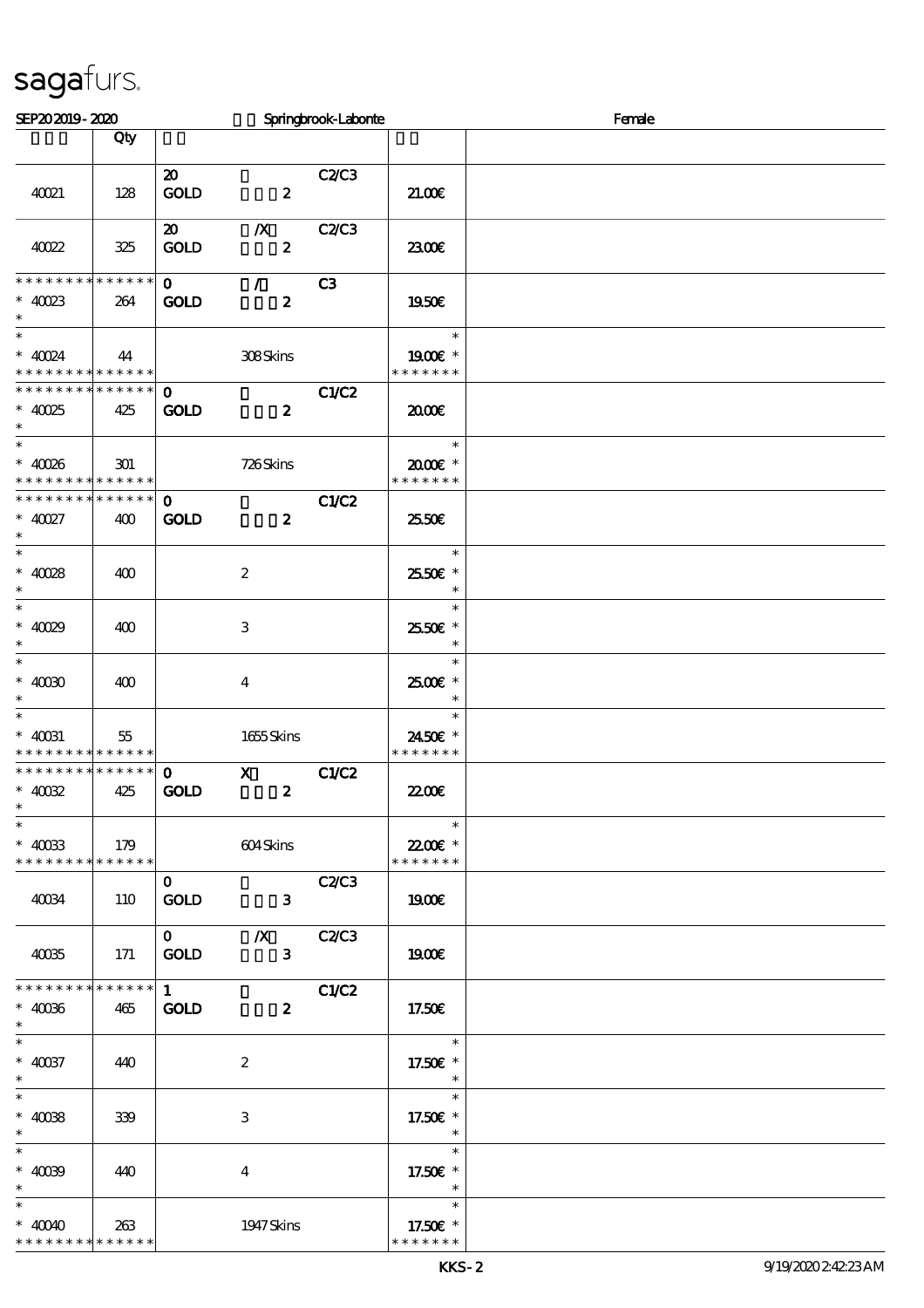sagafurs.

SEP20 2019 - 2020 Springbrook-Labonte Female

| | Qty | | | | |
|---|---|---|---|---|---|
| 40021 | 128 | 20 GOLD 2 | C2/C3 | 21.00€ | |
| 40022 | 325 | 20 /X GOLD 2 | C2/C3 | 23.00€ | |
| * * * * * * * * * * * * * * 40023 * | 264 | 0 / GOLD 2 | C3 | 19.50€ | |
| * * 40024 * * * * * * * * * * * * * * | 44 | 308 Skins | | * 19.00€ * * * * * * * * | |
| * * * * * * * * * * * * * * 40025 * | 425 | 0 GOLD 2 | C1/C2 | 20.00€ | |
| * * 40026 * * * * * * * * * * * * * * | 301 | 726 Skins | | * 20.00€ * * * * * * * * | |
| * * * * * * * * * * * * * * 40027 * | 400 | 0 GOLD 2 | C1/C2 | 25.50€ | |
| * * 40028 * | 400 | 2 | | * 25.50€ * * | |
| * * 40029 * | 400 | 3 | | * 25.50€ * * | |
| * * 40030 * | 400 | 4 | | * 25.00€ * * | |
| * * 40031 * * * * * * * * * * * * * * | 55 | 1655 Skins | | * 24.50€ * * * * * * * * | |
| * * * * * * * * * * * * * * 40032 * | 425 | 0 X GOLD 2 | C1/C2 | 22.00€ | |
| * * 40033 * * * * * * * * * * * * * * | 179 | 604 Skins | | * 22.00€ * * * * * * * * | |
| 40034 | 110 | 0 GOLD 3 | C2/C3 | 19.00€ | |
| 40035 | 171 | 0 /X GOLD 3 | C2/C3 | 19.00€ | |
| * * * * * * * * * * * * * * 40036 * | 465 | 1 GOLD 2 | C1/C2 | 17.50€ | |
| * * 40037 * | 440 | 2 | | * 17.50€ * * | |
| * * 40038 * | 339 | 3 | | * 17.50€ * * | |
| * * 40039 * | 440 | 4 | | * 17.50€ * * | |
| * * 40040 * * * * * * * * * * * * * * | 263 | 1947 Skins | | * 17.50€ * * * * * * * * | |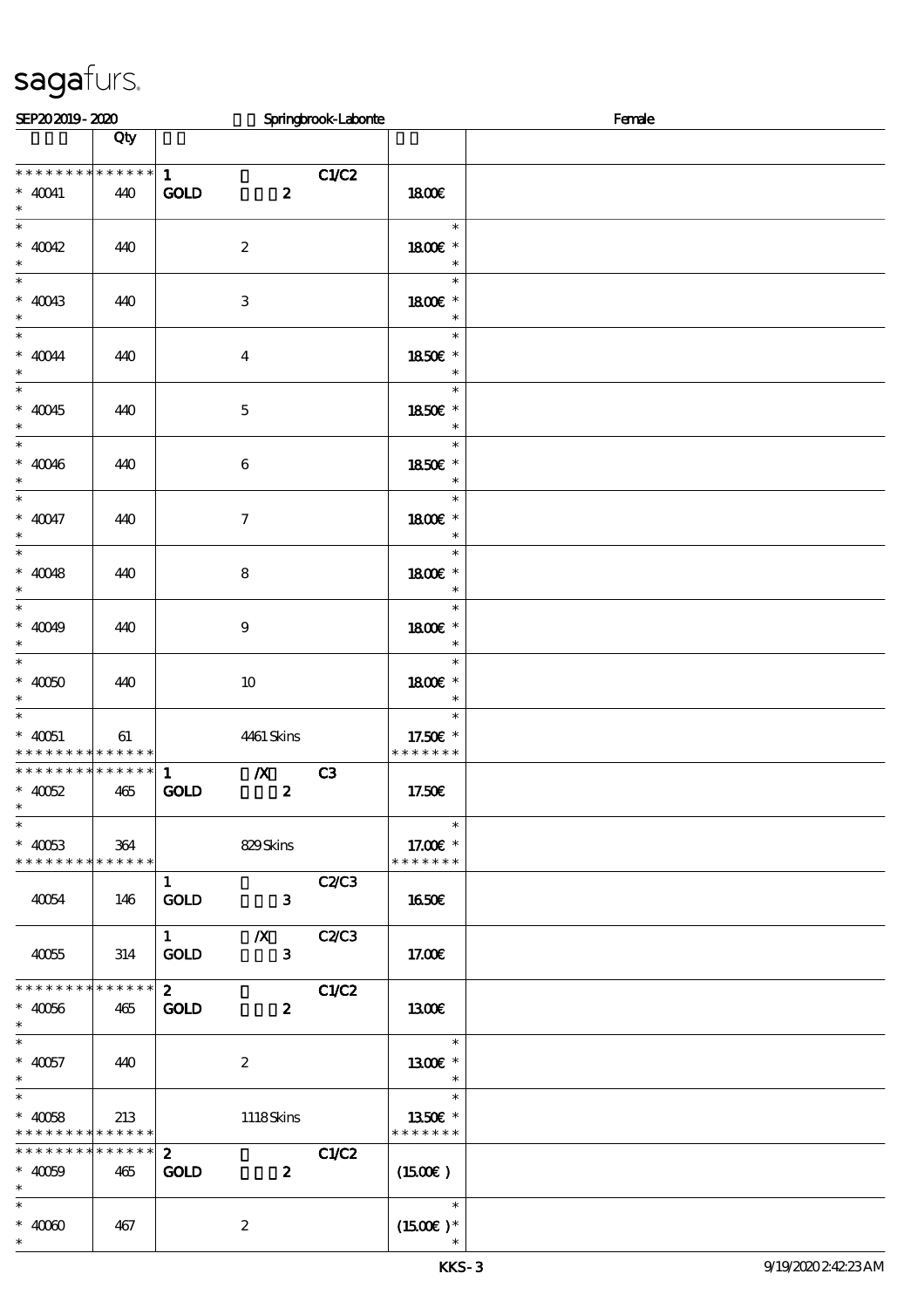sagafurs.

SEP20 2019 - 2020 Springbrook-Labonte Female

| | Qty | | | |
|---|---|---|---|---|
| * * * * * * * * * * * * * * | | 1 C1/C2 | | |
| * 40041 | 440 | GOLD 2 | 18.00€ | |
| * | | | | |
| * 40042 | 440 | 2 | 18.00€ * | |
| * 40043 | 440 | 3 | 18.00€ * | |
| * 40044 | 440 | 4 | 18.50€ * | |
| * 40045 | 440 | 5 | 18.50€ * | |
| * 40046 | 440 | 6 | 18.50€ * | |
| * 40047 | 440 | 7 | 18.00€ * | |
| * 40048 | 440 | 8 | 18.00€ * | |
| * 40049 | 440 | 9 | 18.00€ * | |
| * 40050 | 440 | 10 | 18.00€ * | |
| * 40051 | 61 | 4461 Skins | 17.50€ * | |
| * * * * * * * * * * * * * * | | | * * * * * * * | |
| * * * * * * * * * * * * * * | | 1 /X C3 | | |
| * 40052 | 465 | GOLD 2 | 17.50€ | |
| * 40053 | 364 | 829 Skins | 17.00€ * | |
| * * * * * * * * * * * * * * | | | * * * * * * * | |
| 40054 | 146 | 1 C2/C3 GOLD 3 | 16.50€ | |
| 40055 | 314 | 1 /X C2/C3 GOLD 3 | 17.00€ | |
| * * * * * * * * * * * * * * | | 2 C1/C2 | | |
| * 40056 | 465 | GOLD 2 | 13.00€ | |
| * 40057 | 440 | 2 | 13.00€ * | |
| * 40058 | 213 | 1118 Skins | 13.50€ * | |
| * * * * * * * * * * * * * * | | | * * * * * * * | |
| * * * * * * * * * * * * * * | | 2 C1/C2 | | |
| * 40059 | 465 | GOLD 2 | (15.00€ ) | |
| * 40060 | 467 | 2 | (15.00€ )* | |

KKS-3 9/19/2020 2:42:23 AM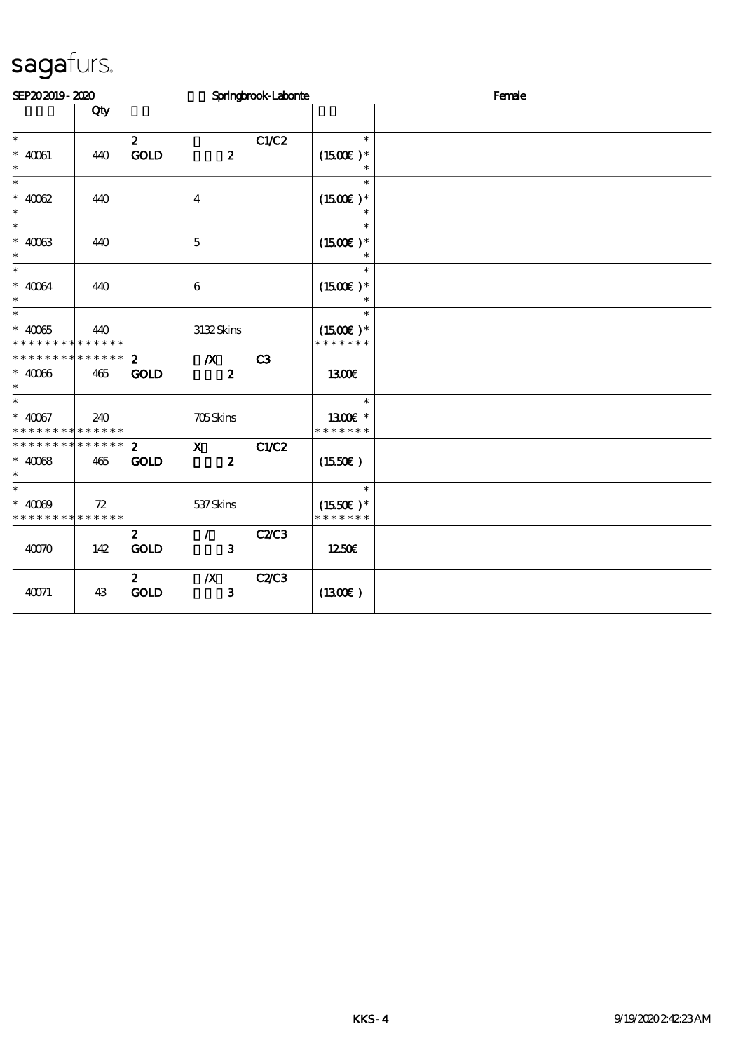sagafurs.

SEP20 2019 - 2020 Springbrook-Labonte Female

| | Qty | | | | | |
|---|---|---|---|---|---|---|
| * <br> * 40061 <br> * | 440 | 2 <br> GOLD | 2 | C1/C2 | * <br> (15.00€ )* <br> * | |
| * <br> * 40062 <br> * | 440 | | 4 | | * <br> (15.00€ )* <br> * | |
| * <br> * 40063 <br> * | 440 | | 5 | | * <br> (15.00€ )* <br> * | |
| * <br> * 40064 <br> * | 440 | | 6 | | * <br> (15.00€ )* <br> * | |
| * <br> * 40065 <br> * * * * * * * * * * * * * * | 440 | | 3132 Skins | | * <br> (15.00€ )* <br> * * * * * * * | |
| * * * * * * * * * * * * * * <br> * 40066 <br> * | 465 | 2 <br> GOLD | /X <br> 2 | C3 | 13.00€ | |
| * <br> * 40067 <br> * * * * * * * * * * * * * * | 240 | | 705 Skins | | * <br> 13.00€ * <br> * * * * * * * | |
| * * * * * * * * * * * * * * <br> * 40068 <br> * | 465 | 2 <br> GOLD | X <br> 2 | C1/C2 | (15.50€ ) | |
| * <br> * 40069 <br> * * * * * * * * * * * * * * | 72 | | 537 Skins | | * <br> (15.50€ )* <br> * * * * * * * | |
| 40070 | 142 | 2 <br> GOLD | / <br> 3 | C2/C3 | 12.50€ | |
| 40071 | 43 | 2 <br> GOLD | /X <br> 3 | C2/C3 | (13.00€ ) | |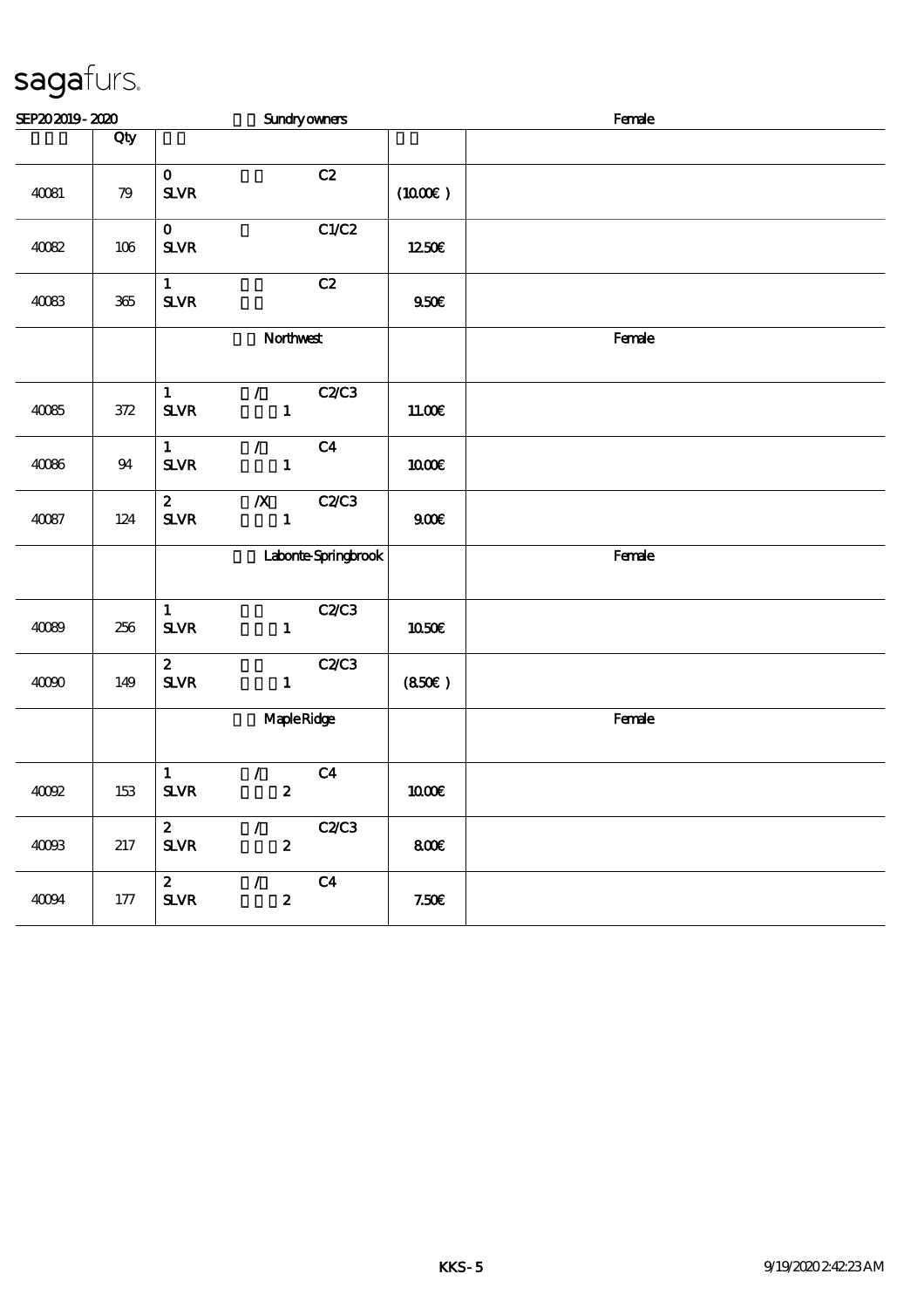sagafurs.

| SEP20 2019 - 2020 | | Sundry owners | | Female |
|---|---|---|---|---|
| | Qty | | | |
| 40081 | 79 | 0 C2<br>SLVR | (10.00€) | |
| 40082 | 106 | 0 C1/C2<br>SLVR | 12.50€ | |
| 40083 | 365 | 1 C2<br>SLVR | 9.50€ | |
| | | Northwest | | Female |
| 40085 | 372 | 1 / C2/C3<br>SLVR 1 | 11.00€ | |
| 40086 | 94 | 1 / C4<br>SLVR 1 | 10.00€ | |
| 40087 | 124 | 2 /X C2/C3<br>SLVR 1 | 9.00€ | |
| | | Labonte-Springbrook | | Female |
| 40089 | 256 | 1 C2/C3<br>SLVR 1 | 10.50€ | |
| 40090 | 149 | 2 C2/C3<br>SLVR 1 | (8.50€) | |
| | | Maple Ridge | | Female |
| 40092 | 153 | 1 / C4<br>SLVR 2 | 10.00€ | |
| 40093 | 217 | 2 / C2/C3<br>SLVR 2 | 8.00€ | |
| 40094 | 177 | 2 / C4<br>SLVR 2 | 7.50€ | |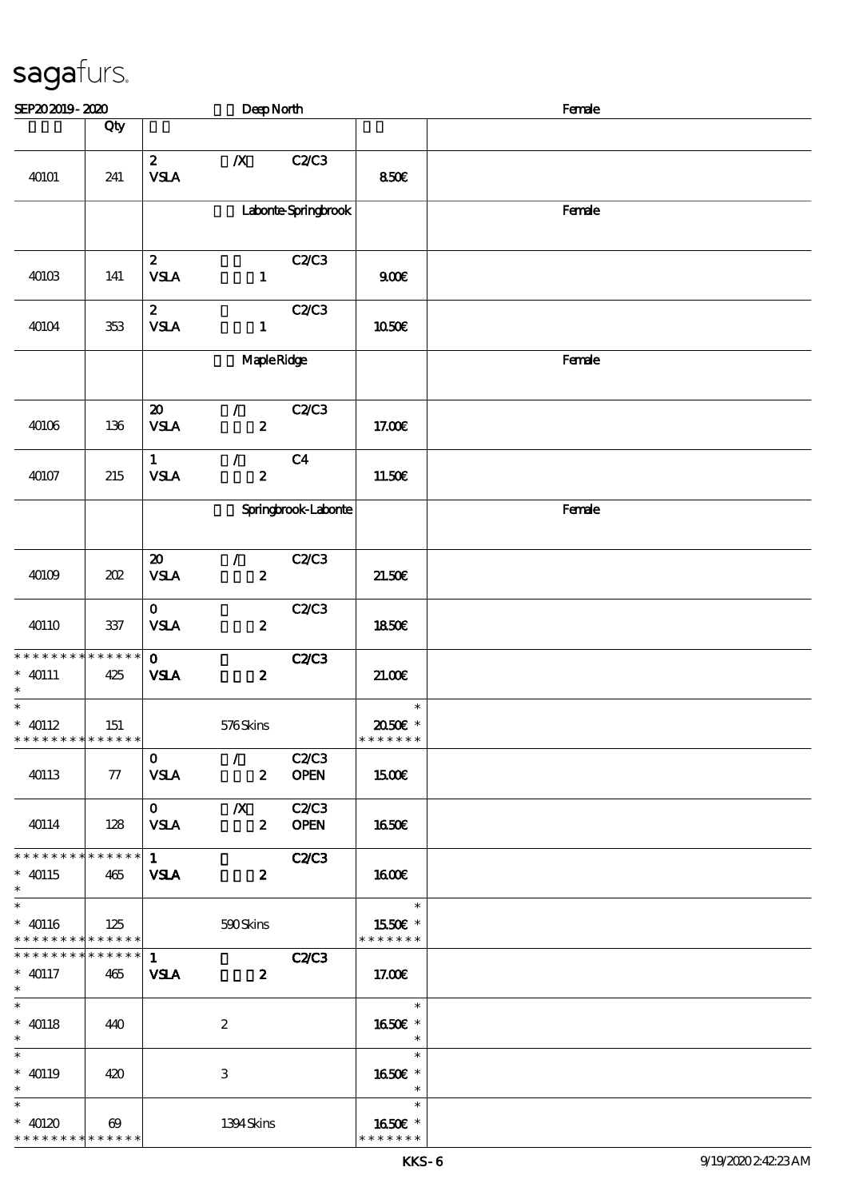sagafurs.

SEP20 2019 - 2020 Deep North Female

| | Qty | | | | | |
|---|---|---|---|---|---|---|
| 40101 | 241 | 2 VSLA | /X | C2/C3 | 8.50€ | |
| | | | Labonte-Springbrook | | | Female |
| 40103 | 141 | 2 VSLA | 1 | C2/C3 | 9.00€ | |
| 40104 | 353 | 2 VSLA | 1 | C2/C3 | 10.50€ | |
| | | | Maple Ridge | | | Female |
| 40106 | 136 | 20 VSLA | / 2 | C2/C3 | 17.00€ | |
| 40107 | 215 | 1 VSLA | / 2 | C4 | 11.50€ | |
| | | | Springbrook-Labonte | | | Female |
| 40109 | 202 | 20 VSLA | / 2 | C2/C3 | 21.50€ | |
| 40110 | 337 | 0 VSLA | 2 | C2/C3 | 18.50€ | |
| * * * * * * * * * * * * * * 40111 * | 425 | 0 VSLA | 2 | C2/C3 | 21.00€ | |
| * 40112 * * * * * * * * * * * * * | 151 | | 576 Skins | | * 20.50€ * * * * * * * * | |
| 40113 | 77 | 0 VSLA | / 2 | C2/C3 OPEN | 15.00€ | |
| 40114 | 128 | 0 VSLA | /X 2 | C2/C3 OPEN | 16.50€ | |
| * * * * * * * * * * * * * * 40115 * | 465 | 1 VSLA | 2 | C2/C3 | 16.00€ | |
| * 40116 * * * * * * * * * * * * * | 125 | | 590 Skins | | * 15.50€ * * * * * * * * | |
| * * * * * * * * * * * * * * 40117 * | 465 | 1 VSLA | 2 | C2/C3 | 17.00€ | |
| * 40118 * | 440 | | 2 | | * 16.50€ * * | |
| * 40119 * | 420 | | 3 | | * 16.50€ * * | |
| * 40120 * * * * * * * * * * * * * | 69 | | 1394 Skins | | * 16.50€ * * * * * * * * | |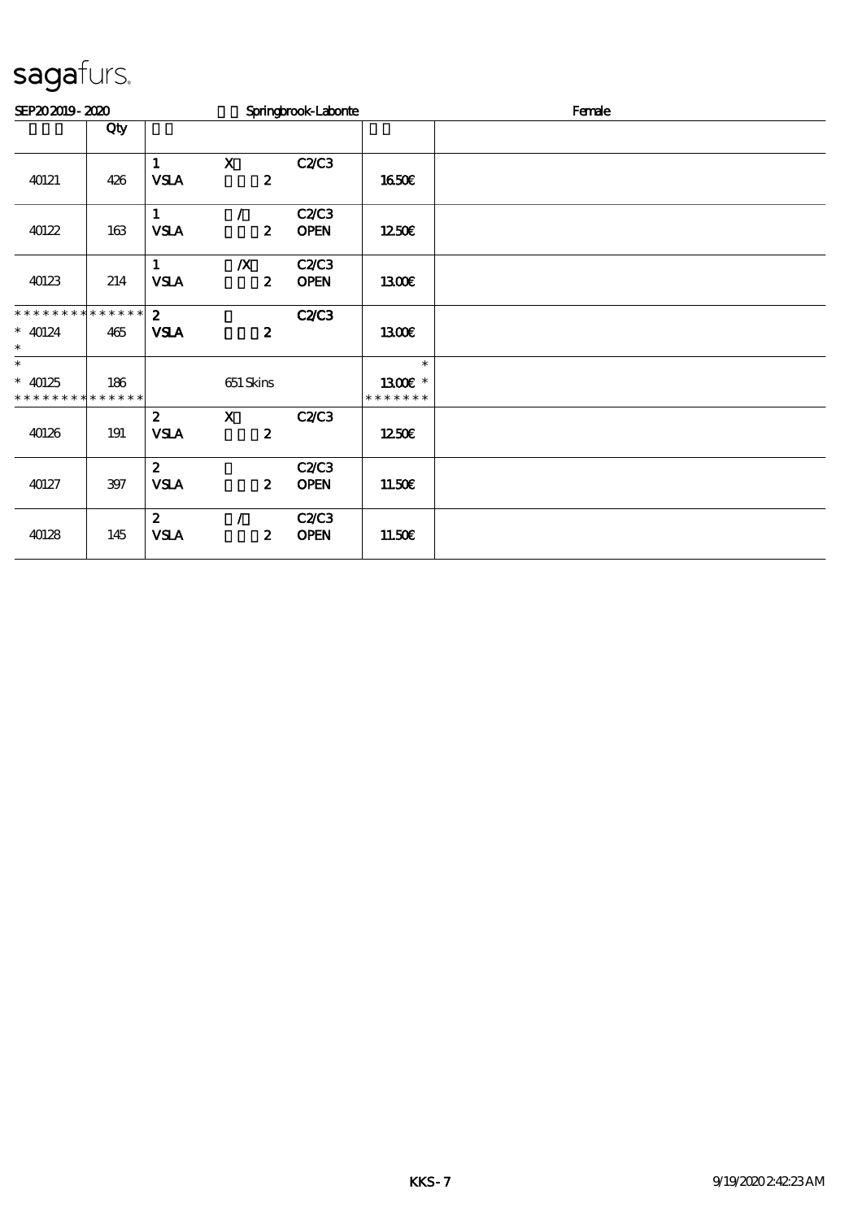# sagafurs.

SEP20 2019 - 2020 Springbrook-Labonte Female

| | Qty | | | | | |
|---|---|---|---|---|---|---|
| 40121 | 426 | 1 VSLA | X 2 | C2/C3 | 16.50€ | |
| 40122 | 163 | 1 VSLA | / 2 | C2/C3 OPEN | 12.50€ | |
| 40123 | 214 | 1 VSLA | /X 2 | C2/C3 OPEN | 13.00€ | |
| * * * * * * * * * * * * * * * 40124 * | 465 | 2 VSLA | 2 | C2/C3 | 13.00€ | |
| * * 40125 * * * * * * * * * * * * * * | 186 | | 651 Skins | | * 13.00€ * * * * * * * * | |
| 40126 | 191 | 2 VSLA | X 2 | C2/C3 | 12.50€ | |
| 40127 | 397 | 2 VSLA | 2 | C2/C3 OPEN | 11.50€ | |
| 40128 | 145 | 2 VSLA | / 2 | C2/C3 OPEN | 11.50€ | |

KKS-7 9/19/2020 2:42:23 AM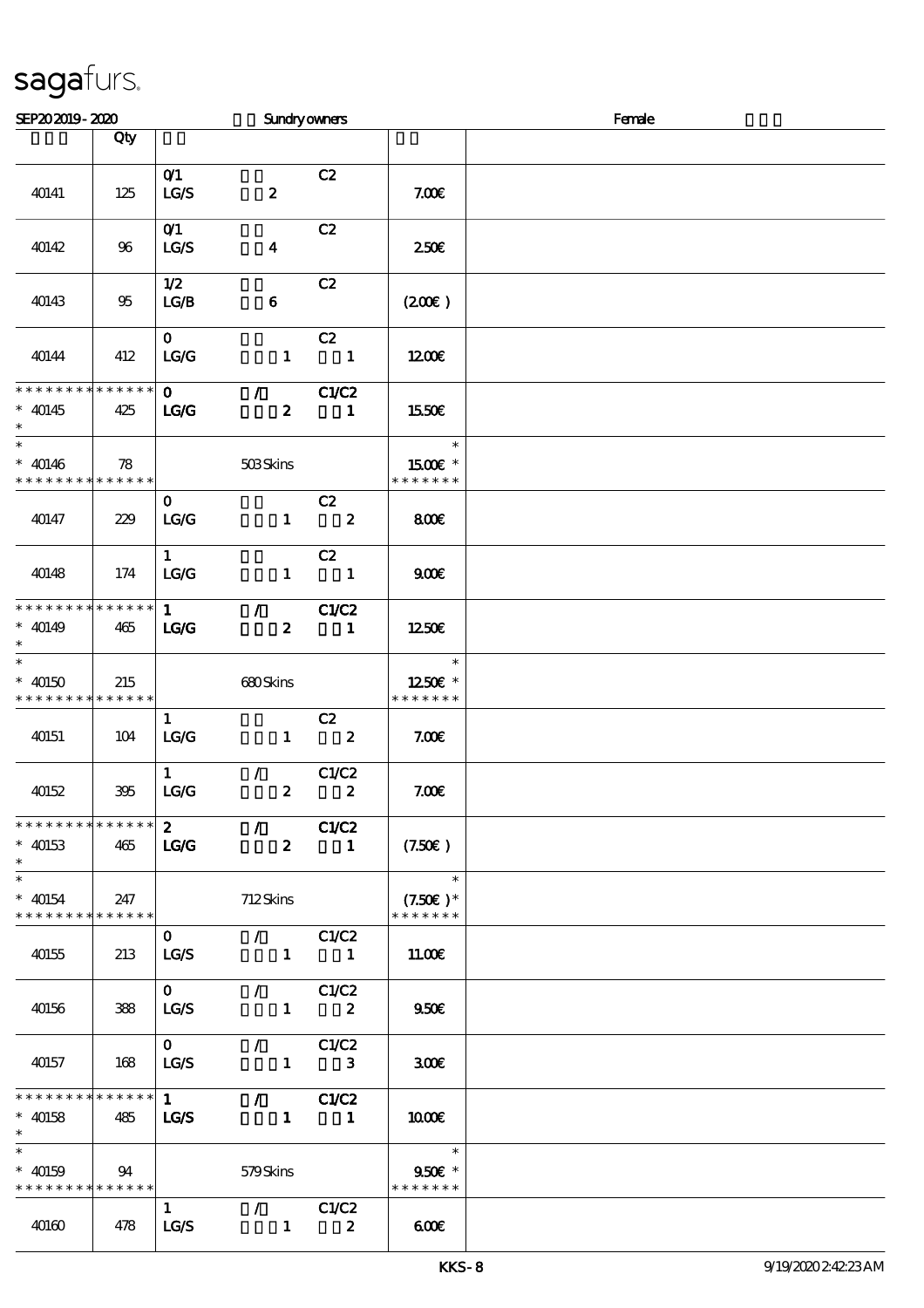sagafurs.

SEP20 2019 - 2020 Sundry owners Female

| | Qty | | |
|---|---|---|---|
| 40141 | 125 | 0/1 C2<br>LG/S 2 | 7.00€ |
| 40142 | 96 | 0/1 C2<br>LG/S 4 | 2.50€ |
| 40143 | 95 | 1/2 C2<br>LG/B 6 | (2.00€ ) |
| 40144 | 412 | 0 C2<br>LG/G 1 1 | 12.00€ |
| * * * * * * * * * * * * * *<br>* 40145<br>* | 425 | 0 / C1/C2<br>LG/G 2 1 | 15.50€ |
| *<br>* 40146<br>* * * * * * * * * * * * * * | 78 | 503 Skins | *<br>15.00€ *<br>* * * * * * * |
| 40147 | 229 | 0 C2<br>LG/G 1 2 | 8.00€ |
| 40148 | 174 | 1 C2<br>LG/G 1 1 | 9.00€ |
| * * * * * * * * * * * * * *<br>* 40149<br>* | 465 | 1 / C1/C2<br>LG/G 2 1 | 12.50€ |
| *<br>* 40150<br>* * * * * * * * * * * * * * | 215 | 680 Skins | *<br>12.50€ *<br>* * * * * * * |
| 40151 | 104 | 1 C2<br>LG/G 1 2 | 7.00€ |
| 40152 | 395 | 1 / C1/C2<br>LG/G 2 2 | 7.00€ |
| * * * * * * * * * * * * * *<br>* 40153<br>* | 465 | 2 / C1/C2<br>LG/G 2 1 | (7.50€ ) |
| *<br>* 40154<br>* * * * * * * * * * * * * * | 247 | 712 Skins | *<br>(7.50€ )*<br>* * * * * * * |
| 40155 | 213 | 0 / C1/C2<br>LG/S 1 1 | 11.00€ |
| 40156 | 388 | 0 / C1/C2<br>LG/S 1 2 | 9.50€ |
| 40157 | 168 | 0 / C1/C2<br>LG/S 1 3 | 3.00€ |
| * * * * * * * * * * * * * *<br>* 40158<br>* | 485 | 1 / C1/C2<br>LG/S 1 1 | 10.00€ |
| *<br>* 40159<br>* * * * * * * * * * * * * * | 94 | 579 Skins | *<br>9.50€ *<br>* * * * * * * |
| 40160 | 478 | 1 / C1/C2<br>LG/S 1 2 | 6.00€ |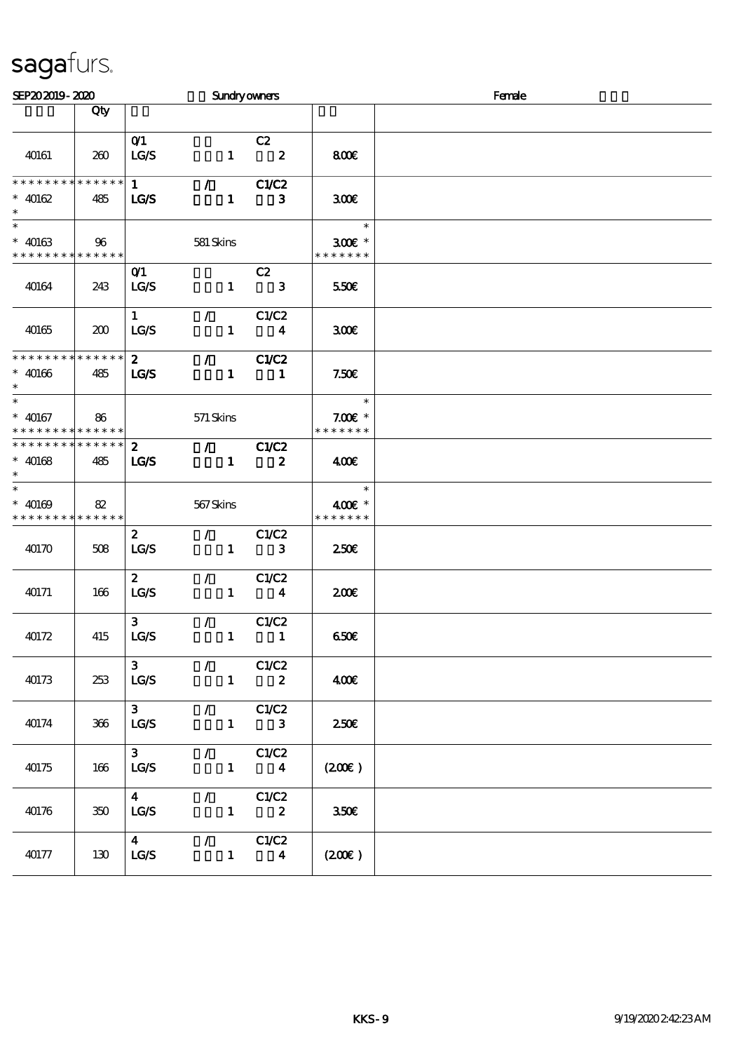sagafurs.

SEP20 2019 - 2020 Sundry owners Female

| | Qty | | |
|---|---|---|---|
| 40161 | 260 | 0/1 C2<br>LG/S 1 2 | 8.00€ |
| * * * * * * * * * * * * * *<br>* 40162<br>* | 485 | 1 / C1/C2<br>LG/S 1 3 | 3.00€ |
| *<br>* 40163<br>* * * * * * * * * * * * * * | 96 | 581 Skins | *<br>3.00€ *<br>* * * * * * * |
| 40164 | 243 | 0/1 C2<br>LG/S 1 3 | 5.50€ |
| 40165 | 200 | 1 / C1/C2<br>LG/S 1 4 | 3.00€ |
| * * * * * * * * * * * * * *<br>* 40166<br>* | 485 | 2 / C1/C2<br>LG/S 1 1 | 7.50€ |
| *<br>* 40167<br>* * * * * * * * * * * * * * | 86 | 571 Skins | *<br>7.00€ *<br>* * * * * * * |
| * * * * * * * * * * * * * *<br>* 40168<br>* | 485 | 2 / C1/C2<br>LG/S 1 2 | 4.00€ |
| *<br>* 40169<br>* * * * * * * * * * * * * * | 82 | 567 Skins | *<br>4.00€ *<br>* * * * * * * |
| 40170 | 508 | 2 / C1/C2<br>LG/S 1 3 | 2.50€ |
| 40171 | 166 | 2 / C1/C2<br>LG/S 1 4 | 2.00€ |
| 40172 | 415 | 3 / C1/C2<br>LG/S 1 1 | 6.50€ |
| 40173 | 253 | 3 / C1/C2<br>LG/S 1 2 | 4.00€ |
| 40174 | 366 | 3 / C1/C2<br>LG/S 1 3 | 2.50€ |
| 40175 | 166 | 3 / C1/C2<br>LG/S 1 4 | (2.00€) |
| 40176 | 350 | 4 / C1/C2<br>LG/S 1 2 | 3.50€ |
| 40177 | 130 | 4 / C1/C2<br>LG/S 1 4 | (2.00€) |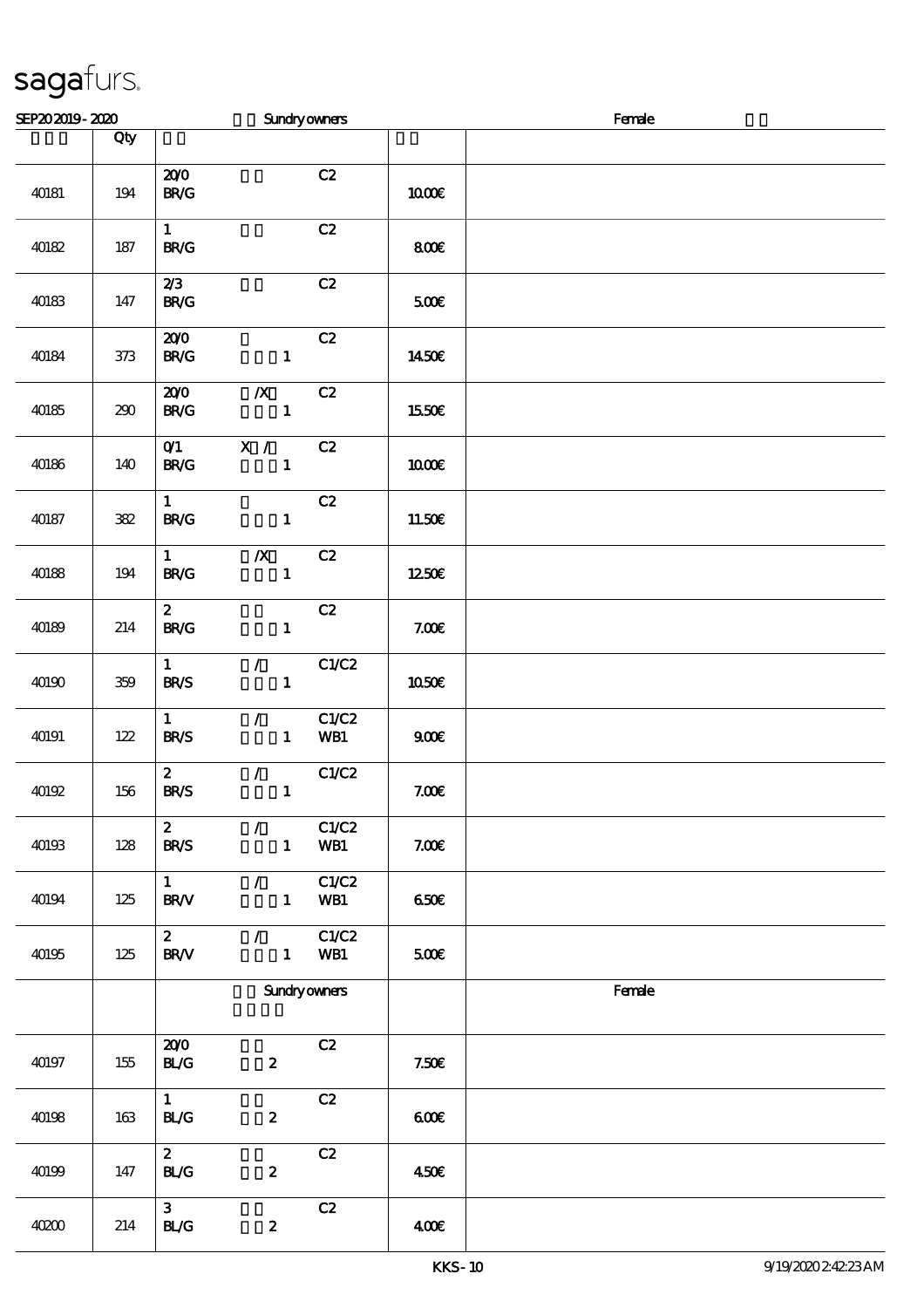sagafurs.

SEP20 2019 - 2020 Sundry owners Female

| | Qty | | |
|---|---|---|---|
| 40181 | 194 | 20/0 C2<br>BR/G | 10.00€ |
| 40182 | 187 | 1 C2<br>BR/G | 8.00€ |
| 40183 | 147 | 2/3 C2<br>BR/G | 5.00€ |
| 40184 | 373 | 20/0 C2<br>BR/G 1 | 14.50€ |
| 40185 | 290 | 20/0 /X C2<br>BR/G 1 | 15.50€ |
| 40186 | 140 | 0/1 X / C2<br>BR/G 1 | 10.00€ |
| 40187 | 382 | 1 C2<br>BR/G 1 | 11.50€ |
| 40188 | 194 | 1 /X C2<br>BR/G 1 | 12.50€ |
| 40189 | 214 | 2 C2<br>BR/G 1 | 7.00€ |
| 40190 | 359 | 1 / C1/C2<br>BR/S 1 | 10.50€ |
| 40191 | 122 | 1 / C1/C2<br>BR/S 1 WB1 | 9.00€ |
| 40192 | 156 | 2 / C1/C2<br>BR/S 1 | 7.00€ |
| 40193 | 128 | 2 / C1/C2<br>BR/S 1 WB1 | 7.00€ |
| 40194 | 125 | 1 / C1/C2<br>BR/V 1 WB1 | 6.50€ |
| 40195 | 125 | 2 / C1/C2<br>BR/V 1 WB1 | 5.00€ |
| | | Sundry owners | Female |
| 40197 | 155 | 20/0 C2<br>BL/G 2 | 7.50€ |
| 40198 | 163 | 1 C2<br>BL/G 2 | 6.00€ |
| 40199 | 147 | 2 C2<br>BL/G 2 | 4.50€ |
| 40200 | 214 | 3 C2<br>BL/G 2 | 4.00€ |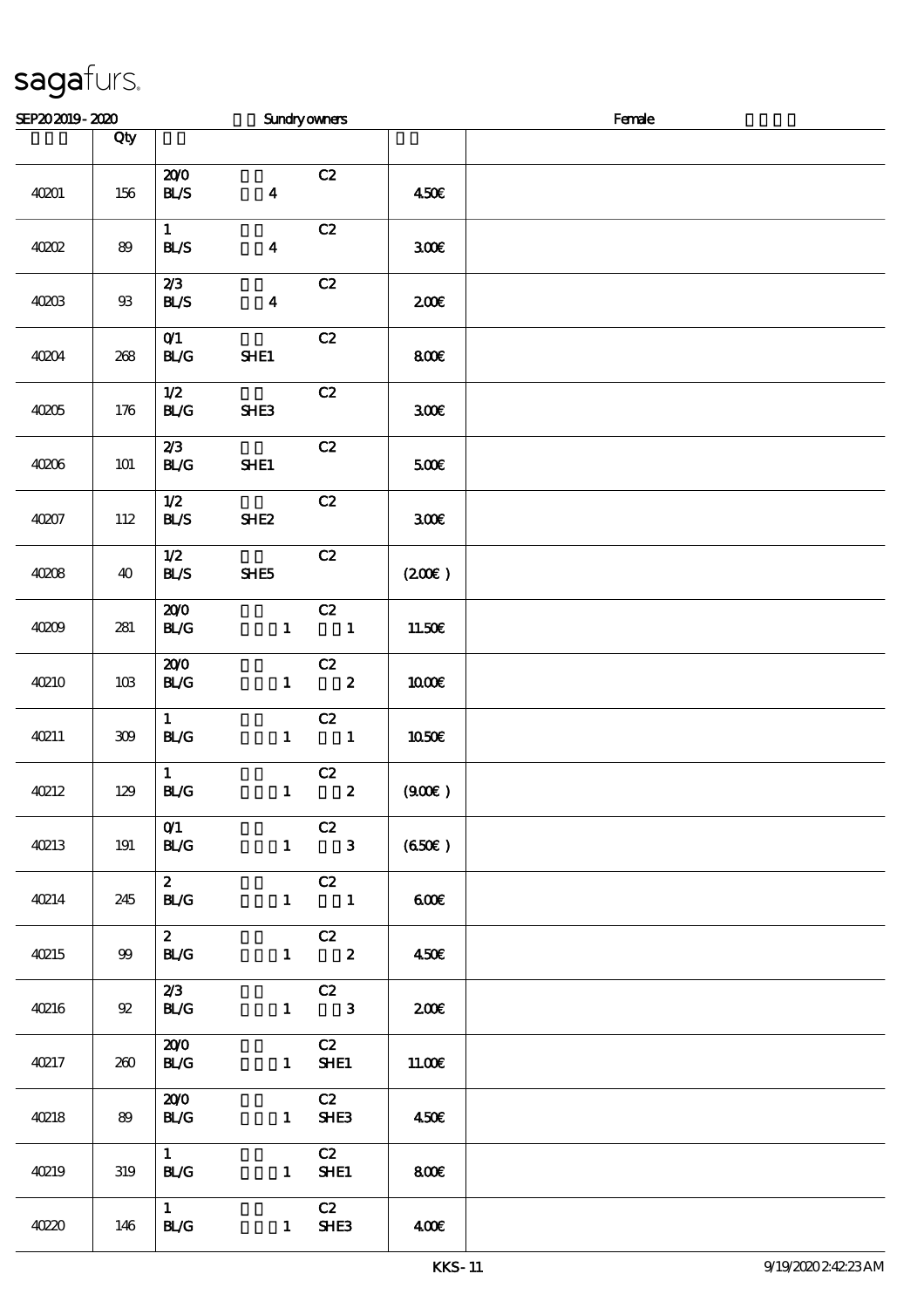# sagafurs.

SEP20 2019 - 2020 Sundry owners Female

| | Qty | | |
|---|---|---|---|
| 40201 | 156 | 20/0 C2<br>BL/S 4 | 4.50€ |
| 40202 | 89 | 1 C2<br>BL/S 4 | 3.00€ |
| 40203 | 93 | 2/3 C2<br>BL/S 4 | 2.00€ |
| 40204 | 268 | 0/1 C2<br>BL/G SHE1 | 8.00€ |
| 40205 | 176 | 1/2 C2<br>BL/G SHE3 | 3.00€ |
| 40206 | 101 | 2/3 C2<br>BL/G SHE1 | 5.00€ |
| 40207 | 112 | 1/2 C2<br>BL/S SHE2 | 3.00€ |
| 40208 | 40 | 1/2 C2<br>BL/S SHE5 | (2.00€ ) |
| 40209 | 281 | 20/0 C2<br>BL/G 1 1 | 11.50€ |
| 40210 | 103 | 20/0 C2<br>BL/G 1 2 | 10.00€ |
| 40211 | 309 | 1 C2<br>BL/G 1 1 | 10.50€ |
| 40212 | 129 | 1 C2<br>BL/G 1 2 | (9.00€ ) |
| 40213 | 191 | 0/1 C2<br>BL/G 1 3 | (6.50€ ) |
| 40214 | 245 | 2 C2<br>BL/G 1 1 | 6.00€ |
| 40215 | 99 | 2 C2<br>BL/G 1 2 | 4.50€ |
| 40216 | 92 | 2/3 C2<br>BL/G 1 3 | 2.00€ |
| 40217 | 260 | 20/0 C2<br>BL/G 1 SHE1 | 11.00€ |
| 40218 | 89 | 20/0 C2<br>BL/G 1 SHE3 | 4.50€ |
| 40219 | 319 | 1 C2<br>BL/G 1 SHE1 | 8.00€ |
| 40220 | 146 | 1 C2<br>BL/G 1 SHE3 | 4.00€ |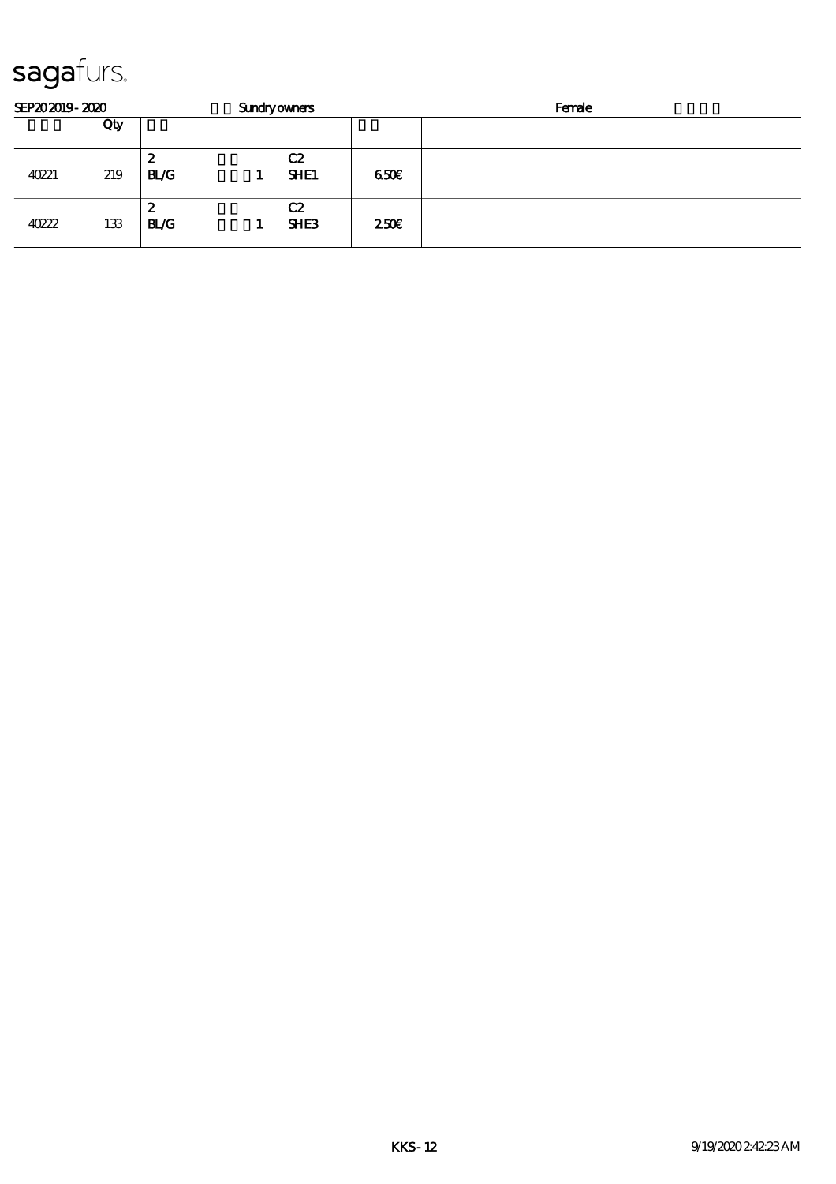# sagafurs.

SEP20 2019 - 2020 Sundry owners Female

| | Qty | | |
|---|---|---|---|
| 40221 | 219 | 2<br>BL/G 1 C2<br>SHE1 | 6.50€ |
| 40222 | 133 | 2<br>BL/G 1 C2<br>SHE3 | 2.50€ |

KKS - 12 9/19/2020 2:42:23 AM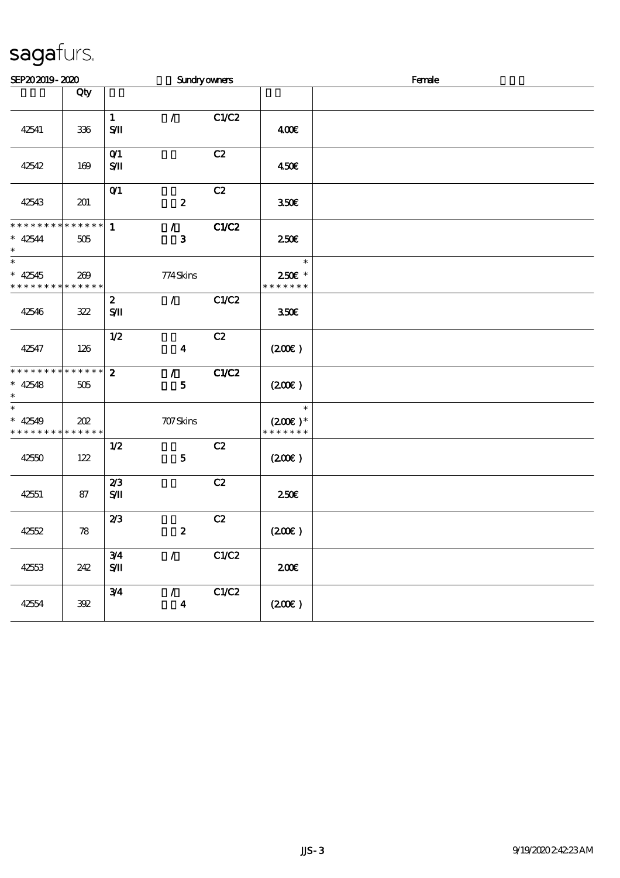sagafurs.

SEP20 2019 - 2020 Sundry owners Female

| | Qty | | | | | |
|---|---|---|---|---|---|---|
| 42541 | 336 | 1 S/II | / | C1/C2 | 4.00€ | |
| 42542 | 169 | 0/1 S/II | | C2 | 4.50€ | |
| 42543 | 201 | 0/1 | 2 | C2 | 3.50€ | |
| * * * * * * * * * * * * * * <br>* 42544 <br>* | 505 | 1 | / <br>3 | C1/C2 | 2.50€ | |
| * <br>* 42545 <br>* * * * * * * * * * * * * * | 269 | | 774 Skins | | * <br>2.50€ * <br>* * * * * * * | |
| 42546 | 322 | 2 S/II | / | C1/C2 | 3.50€ | |
| 42547 | 126 | 1/2 | 4 | C2 | (2.00€ ) | |
| * * * * * * * * * * * * * * <br>* 42548 <br>* | 505 | 2 | / <br>5 | C1/C2 | (2.00€ ) | |
| * <br>* 42549 <br>* * * * * * * * * * * * * * | 202 | | 707 Skins | | * <br>(2.00€ )* <br>* * * * * * * | |
| 42550 | 122 | 1/2 | 5 | C2 | (2.00€ ) | |
| 42551 | 87 | 2/3 S/II | | C2 | 2.50€ | |
| 42552 | 78 | 2/3 | 2 | C2 | (2.00€ ) | |
| 42553 | 242 | 3/4 S/II | / | C1/C2 | 2.00€ | |
| 42554 | 392 | 3/4 | / <br>4 | C1/C2 | (2.00€ ) | |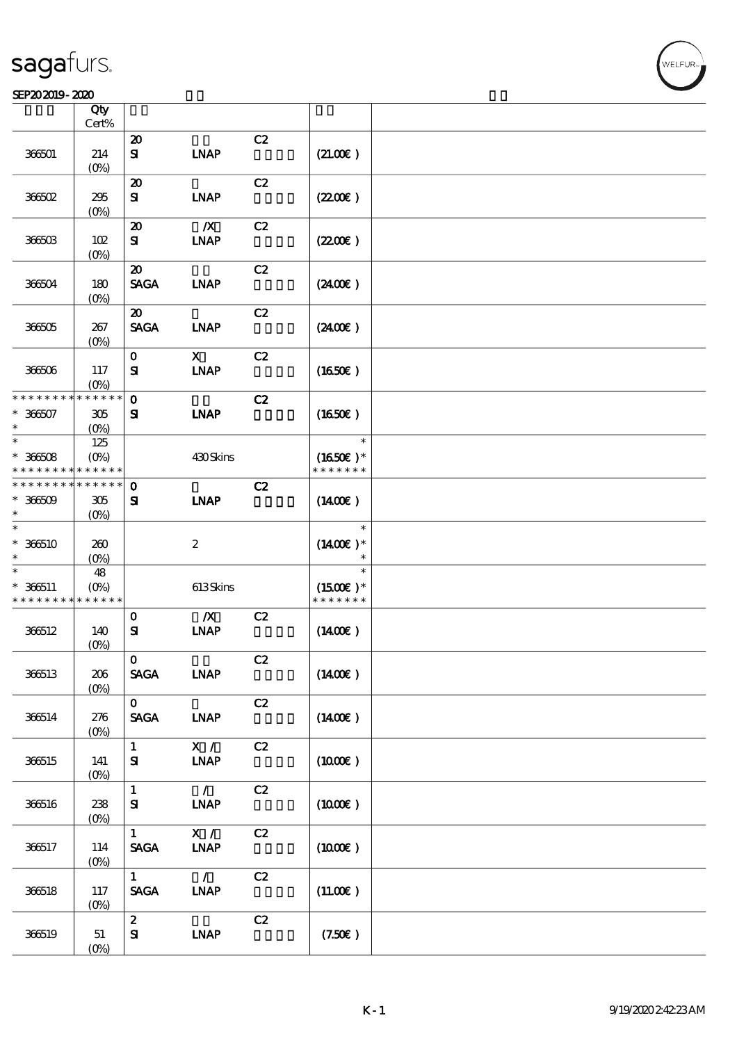**SEP20 2019 - 2020**

| | Qty Cert% | | | | | |
|---|---|---|---|---|---|---|
| 366501 | 214 (0%) | 20 SI | LNAP | C2 | (21.00€ ) | |
| 366502 | 295 (0%) | 20 SI | LNAP | C2 | (22.00€ ) | |
| 366503 | 102 (0%) | 20 SI | /X LNAP | C2 | (22.00€ ) | |
| 366504 | 180 (0%) | 20 SAGA | LNAP | C2 | (24.00€ ) | |
| 366505 | 267 (0%) | 20 SAGA | LNAP | C2 | (24.00€ ) | |
| 366506 | 117 (0%) | 0 SI | X LNAP | C2 | (16.50€ ) | |
| * * * * * * * * * * * * * * 366507 * | 305 (0%) | 0 SI | LNAP | C2 | (16.50€ ) | |
| * 366508 * * * * * * * * * * * * * * | 125 (0%) | | 430 Skins | | * (16.50€ )* * * * * * * * | |
| * * * * * * * * * * * * * * 366509 * | 305 (0%) | 0 SI | LNAP | C2 | (14.00€ ) | |
| * 366510 * | 260 (0%) | | 2 | | * (14.00€ )* * | |
| * 366511 * * * * * * * * * * * * * * | 48 (0%) | | 613 Skins | | * (15.00€ )* * * * * * * * | |
| 366512 | 140 (0%) | 0 SI | /X LNAP | C2 | (14.00€ ) | |
| 366513 | 206 (0%) | 0 SAGA | LNAP | C2 | (14.00€ ) | |
| 366514 | 276 (0%) | 0 SAGA | LNAP | C2 | (14.00€ ) | |
| 366515 | 141 (0%) | 1 SI | X / LNAP | C2 | (10.00€ ) | |
| 366516 | 238 (0%) | 1 SI | / LNAP | C2 | (10.00€ ) | |
| 366517 | 114 (0%) | 1 SAGA | X / LNAP | C2 | (10.00€ ) | |
| 366518 | 117 (0%) | 1 SAGA | / LNAP | C2 | (11.00€ ) | |
| 366519 | 51 (0%) | 2 SI | LNAP | C2 | (7.50€ ) | |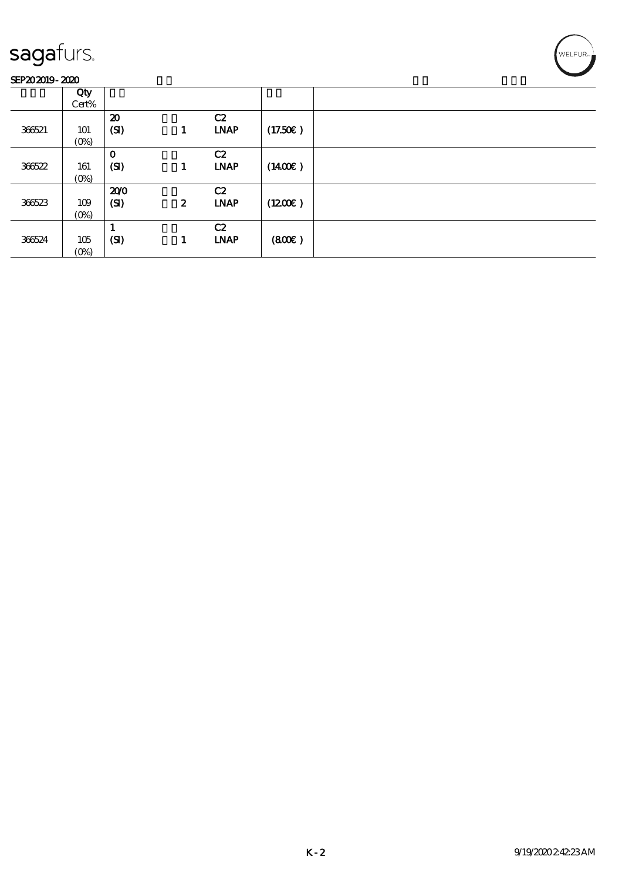| | Qty Cert% | | | | | |
|---|---|---|---|---|---|---|
| 366521 | 101 (0%) | 20 (SI) | 1 | C2 LNAP | (17.50€) | |
| 366522 | 161 (0%) | 0 (SI) | 1 | C2 LNAP | (14.00€) | |
| 366523 | 109 (0%) | 20/0 (SI) | 2 | C2 LNAP | (12.00€) | |
| 366524 | 105 (0%) | 1 (SI) | 1 | C2 LNAP | (8.00€) | |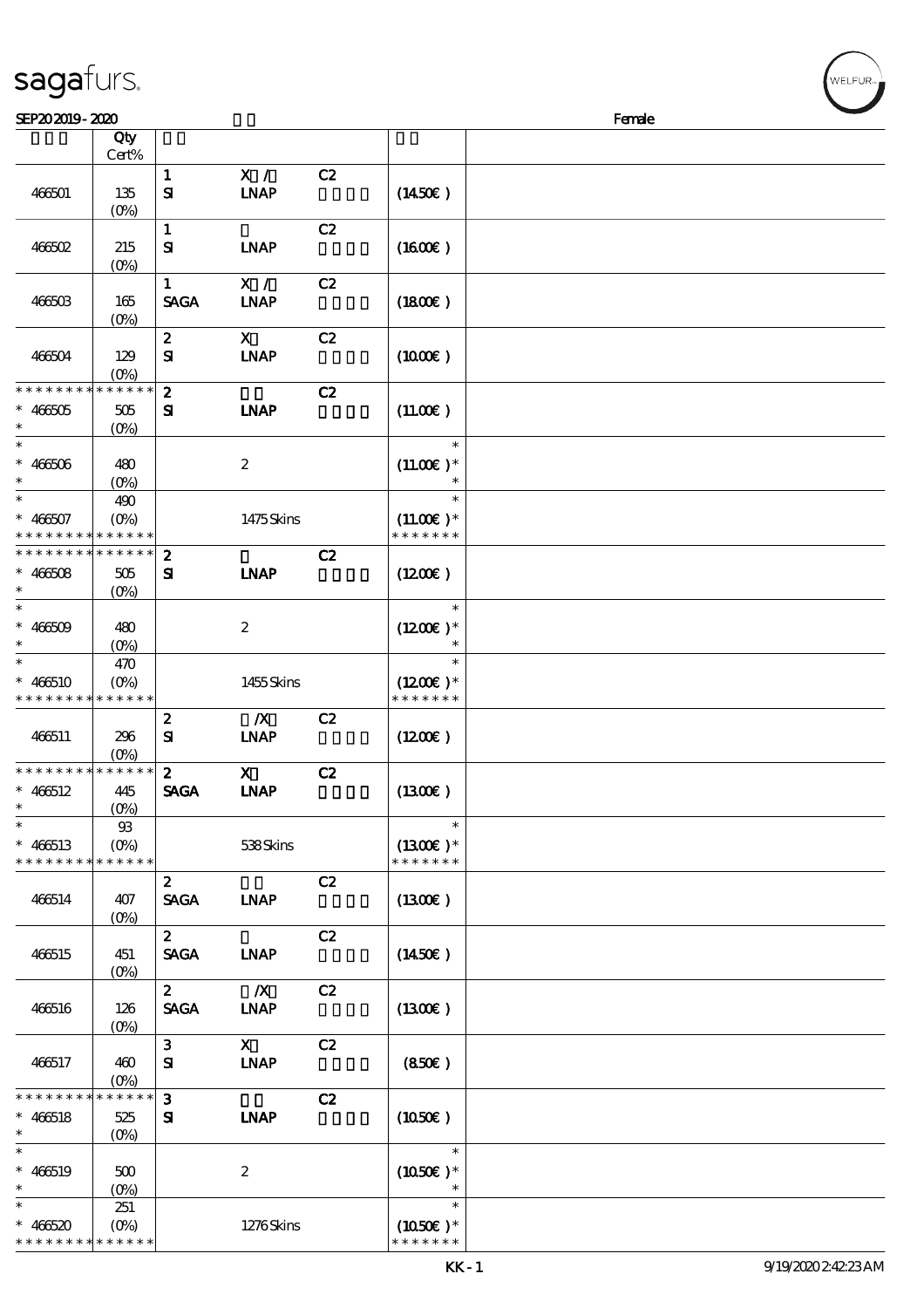| | Qty Cert% | | | | | |
|---|---|---|---|---|---|---|
| 466501 | 135 (0%) | 1 SI | X / LNAP | C2 | (14.50€ ) | |
| 466502 | 215 (0%) | 1 SI | LNAP | C2 | (16.00€ ) | |
| 466503 | 165 (0%) | 1 SAGA | X / LNAP | C2 | (18.00€ ) | |
| 466504 | 129 (0%) | 2 SI | X LNAP | C2 | (10.00€ ) | |
| * * * * * * * * * * * * * * * 466505 * | 505 (0%) | 2 SI | LNAP | C2 | (11.00€ ) | |
| * * 466506 * | 480 (0%) | | 2 | | * (11.00€ )* * | |
| * * 466507 * * * * * * * * * * * * * * | 490 (0%) | | 1475 Skins | | * (11.00€ )* * * * * * * * | |
| * * * * * * * * * * * * * * * 466508 * | 505 (0%) | 2 SI | LNAP | C2 | (12.00€ ) | |
| * * 466509 * | 480 (0%) | | 2 | | * (12.00€ )* * | |
| * * 466510 * * * * * * * * * * * * * * | 470 (0%) | | 1455 Skins | | * (12.00€ )* * * * * * * * | |
| 466511 | 296 (0%) | 2 SI | /X LNAP | C2 | (12.00€ ) | |
| * * * * * * * * * * * * * * * 466512 * | 445 (0%) | 2 SAGA | X LNAP | C2 | (13.00€ ) | |
| * * 466513 * * * * * * * * * * * * * * | 93 (0%) | | 538 Skins | | * (13.00€ )* * * * * * * * | |
| 466514 | 407 (0%) | 2 SAGA | LNAP | C2 | (13.00€ ) | |
| 466515 | 451 (0%) | 2 SAGA | LNAP | C2 | (14.50€ ) | |
| 466516 | 126 (0%) | 2 SAGA | /X LNAP | C2 | (13.00€ ) | |
| 466517 | 460 (0%) | 3 SI | X LNAP | C2 | (8.50€ ) | |
| * * * * * * * * * * * * * * * 466518 * | 525 (0%) | 3 SI | LNAP | C2 | (10.50€ ) | |
| * * 466519 * | 500 (0%) | | 2 | | * (10.50€ )* * | |
| * * 466520 * * * * * * * * * * * * * * | 251 (0%) | | 1276 Skins | | * (10.50€ )* * * * * * * * | |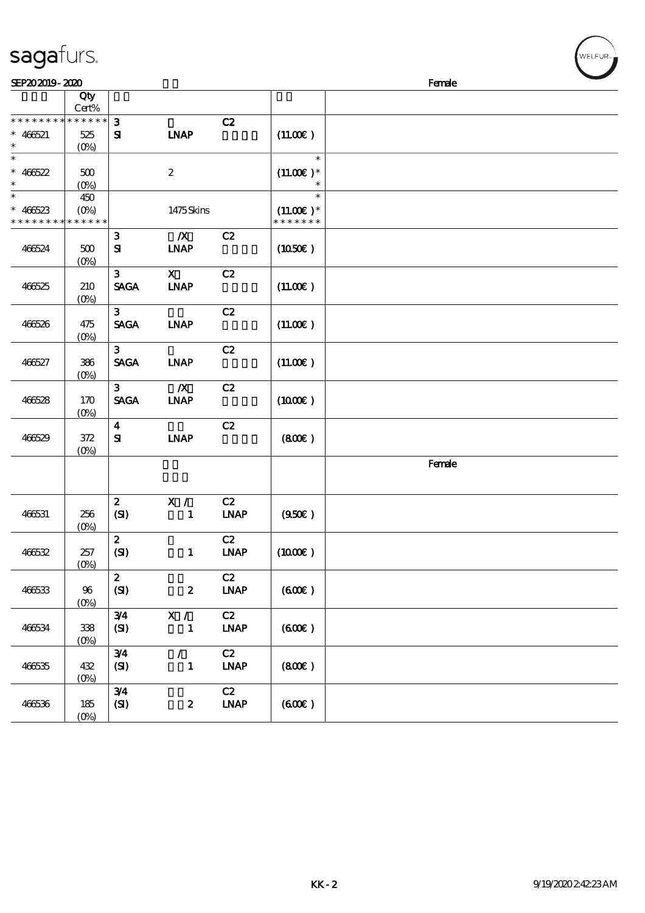# sagafurs.

SEP20 2019 - 2020 Female

| | Qty Cert% | | | | | |
|---|---|---|---|---|---|---|
| * * * * * * * * * * * * * * | | 3 | | C2 | | |
| * 466521 | 525 | SI | LNAP | | (11.00€ ) | |
| * | (0%) | | | | | |
| * | | | | | * | |
| * 466522 | 500 | | 2 | | (11.00€ )* | |
| * | (0%) | | | | * | |
| * | 450 | | | | * | |
| * 466523 | (0%) | | 1475 Skins | | (11.00€ )* | |
| * * * * * * * * * * * * * * | | | | | * * * * * * * | |
| 466524 | 500 (0%) | 3 SI | /X LNAP | C2 | (10.50€ ) | |
| 466525 | 210 (0%) | 3 SAGA | X LNAP | C2 | (11.00€ ) | |
| 466526 | 475 (0%) | 3 SAGA | LNAP | C2 | (11.00€ ) | |
| 466527 | 386 (0%) | 3 SAGA | LNAP | C2 | (11.00€ ) | |
| 466528 | 170 (0%) | 3 SAGA | /X LNAP | C2 | (10.00€ ) | |
| 466529 | 372 (0%) | 4 SI | LNAP | C2 | (8.00€ ) | |
| | | | | | | Female |
| 466531 | 256 (0%) | 2 (SI) | X / 1 | C2 LNAP | (9.50€ ) | |
| 466532 | 257 (0%) | 2 (SI) | 1 | C2 LNAP | (10.00€ ) | |
| 466533 | 96 (0%) | 2 (SI) | 2 | C2 LNAP | (6.00€ ) | |
| 466534 | 338 (0%) | 3/4 (SI) | X / 1 | C2 LNAP | (6.00€ ) | |
| 466535 | 432 (0%) | 3/4 (SI) | / 1 | C2 LNAP | (8.00€ ) | |
| 466536 | 185 (0%) | 3/4 (SI) | 2 | C2 LNAP | (6.00€ ) | |